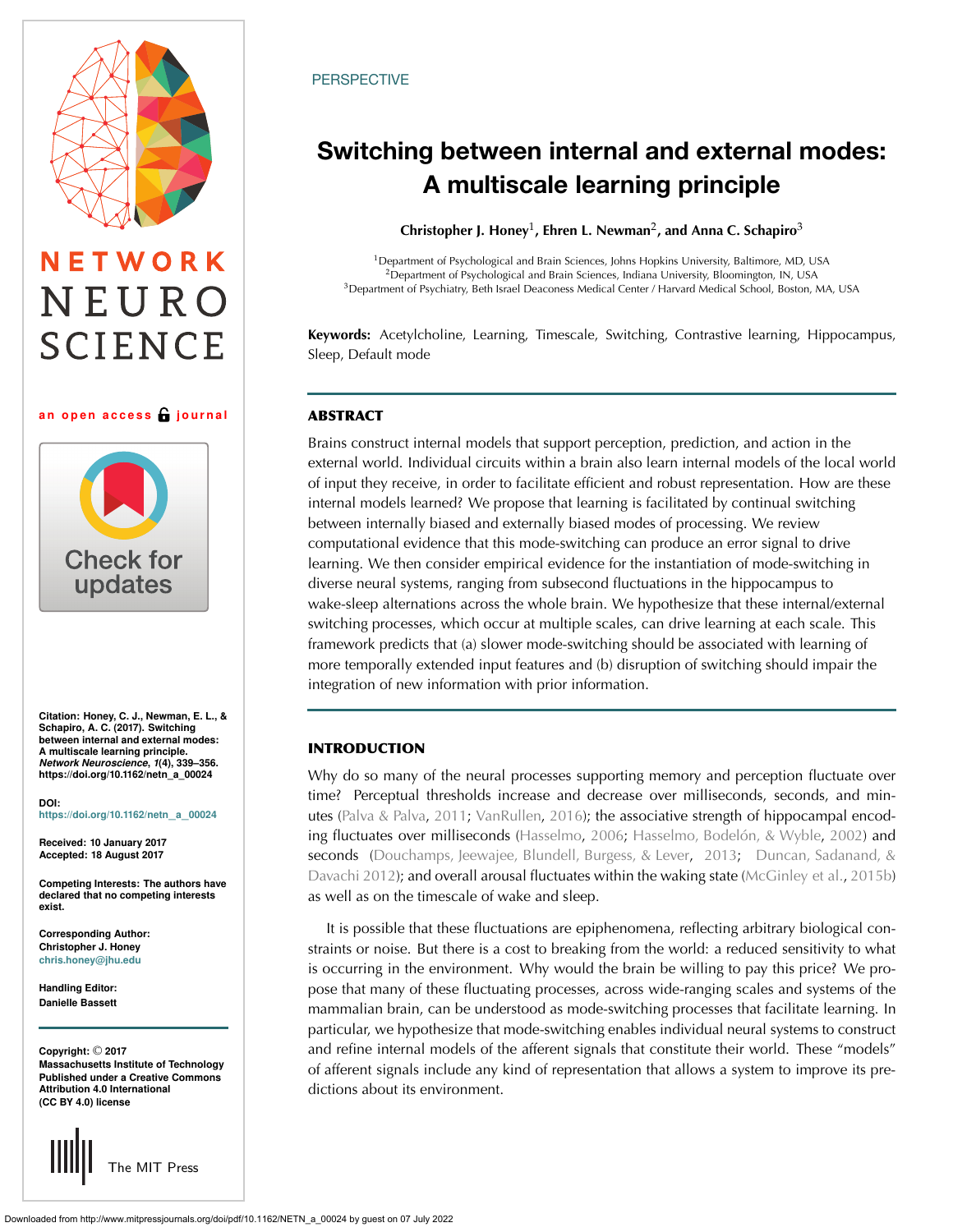PERSPECTIVE

# Switching between internal and external modes: A multiscale learning principle

**Christopher J. Honey**[1], **Ehren L. Newman**[2], **and Anna C. Schapiro**[3]

[1]Department of Psychological and Brain Sciences, Johns Hopkins University, Baltimore, MD, USA
[2]Department of Psychological and Brain Sciences, Indiana University, Bloomington, IN, USA
[3]Department of Psychiatry, Beth Israel Deaconess Medical Center / Harvard Medical School, Boston, MA, USA

**Keywords:** Acetylcholine, Learning, Timescale, Switching, Contrastive learning, Hippocampus, Sleep, Default mode

## ABSTRACT

Brains construct internal models that support perception, prediction, and action in the external world. Individual circuits within a brain also learn internal models of the local world of input they receive, in order to facilitate efficient and robust representation. How are these internal models learned? We propose that learning is facilitated by continual switching between internally biased and externally biased modes of processing. We review computational evidence that this mode-switching can produce an error signal to drive learning. We then consider empirical evidence for the instantiation of mode-switching in diverse neural systems, ranging from subsecond fluctuations in the hippocampus to wake-sleep alternations across the whole brain. We hypothesize that these internal/external switching processes, which occur at multiple scales, can drive learning at each scale. This framework predicts that (a) slower mode-switching should be associated with learning of more temporally extended input features and (b) disruption of switching should impair the integration of new information with prior information.

Citation: Honey, C. J., Newman, E. L., & Schapiro, A. C. (2017). Switching between internal and external modes: A multiscale learning principle. *Network Neuroscience*, *1*(4), 339–356. https://doi.org/10.1162/netn_a_00024

DOI: https://doi.org/10.1162/netn_a_00024

Received: 10 January 2017
Accepted: 18 August 2017

Competing Interests: The authors have declared that no competing interests exist.

Corresponding Author: Christopher J. Honey chris.honey@jhu.edu

Handling Editor: Danielle Bassett

Copyright: © 2017 Massachusetts Institute of Technology Published under a Creative Commons Attribution 4.0 International (CC BY 4.0) license

## INTRODUCTION

Why do so many of the neural processes supporting memory and perception fluctuate over time? Perceptual thresholds increase and decrease over milliseconds, seconds, and minutes (Palva & Palva, 2011; VanRullen, 2016); the associative strength of hippocampal encoding fluctuates over milliseconds (Hasselmo, 2006; Hasselmo, Bodelón, & Wyble, 2002) and seconds (Douchamps, Jeewajee, Blundell, Burgess, & Lever, 2013; Duncan, Sadanand, & Davachi 2012); and overall arousal fluctuates within the waking state (McGinley et al., 2015b) as well as on the timescale of wake and sleep.

It is possible that these fluctuations are epiphenomena, reflecting arbitrary biological constraints or noise. But there is a cost to breaking from the world: a reduced sensitivity to what is occurring in the environment. Why would the brain be willing to pay this price? We propose that many of these fluctuating processes, across wide-ranging scales and systems of the mammalian brain, can be understood as mode-switching processes that facilitate learning. In particular, we hypothesize that mode-switching enables individual neural systems to construct and refine internal models of the afferent signals that constitute their world. These "models" of afferent signals include any kind of representation that allows a system to improve its predictions about its environment.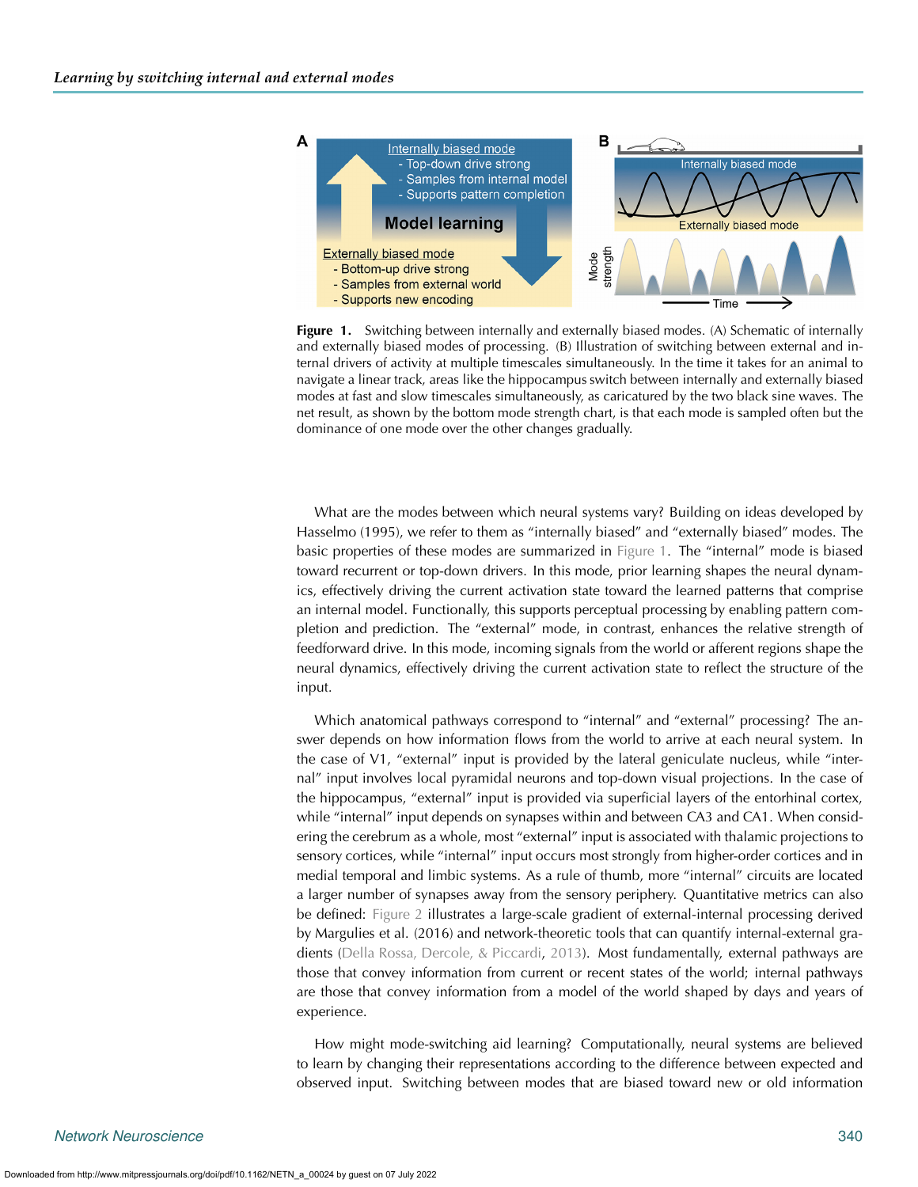**Figure 1.** Switching between internally and externally biased modes. (A) Schematic of internally and externally biased modes of processing. (B) Illustration of switching between external and internal drivers of activity at multiple timescales simultaneously. In the time it takes for an animal to navigate a linear track, areas like the hippocampus switch between internally and externally biased modes at fast and slow timescales simultaneously, as caricatured by the two black sine waves. The net result, as shown by the bottom mode strength chart, is that each mode is sampled often but the dominance of one mode over the other changes gradually.

What are the modes between which neural systems vary? Building on ideas developed by Hasselmo (1995), we refer to them as "internally biased" and "externally biased" modes. The basic properties of these modes are summarized in Figure 1. The "internal" mode is biased toward recurrent or top-down drivers. In this mode, prior learning shapes the neural dynamics, effectively driving the current activation state toward the learned patterns that comprise an internal model. Functionally, this supports perceptual processing by enabling pattern completion and prediction. The "external" mode, in contrast, enhances the relative strength of feedforward drive. In this mode, incoming signals from the world or afferent regions shape the neural dynamics, effectively driving the current activation state to reflect the structure of the input.

Which anatomical pathways correspond to "internal" and "external" processing? The answer depends on how information flows from the world to arrive at each neural system. In the case of V1, "external" input is provided by the lateral geniculate nucleus, while "internal" input involves local pyramidal neurons and top-down visual projections. In the case of the hippocampus, "external" input is provided via superficial layers of the entorhinal cortex, while "internal" input depends on synapses within and between CA3 and CA1. When considering the cerebrum as a whole, most "external" input is associated with thalamic projections to sensory cortices, while "internal" input occurs most strongly from higher-order cortices and in medial temporal and limbic systems. As a rule of thumb, more "internal" circuits are located a larger number of synapses away from the sensory periphery. Quantitative metrics can also be defined: Figure 2 illustrates a large-scale gradient of external-internal processing derived by Margulies et al. (2016) and network-theoretic tools that can quantify internal-external gradients (Della Rossa, Dercole, & Piccardi, 2013). Most fundamentally, external pathways are those that convey information from current or recent states of the world; internal pathways are those that convey information from a model of the world shaped by days and years of experience.

How might mode-switching aid learning? Computationally, neural systems are believed to learn by changing their representations according to the difference between expected and observed input. Switching between modes that are biased toward new or old information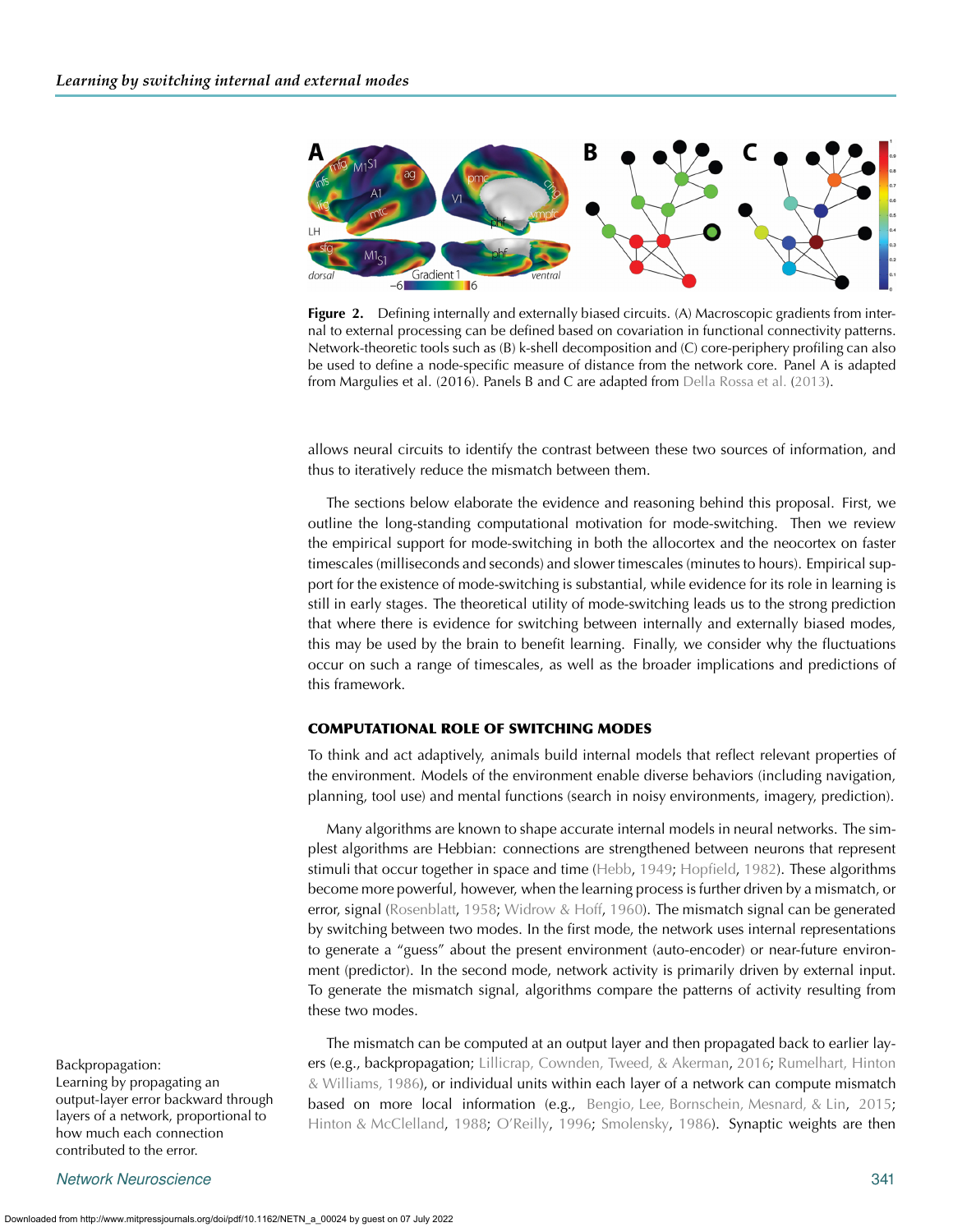**Figure 2.** Defining internally and externally biased circuits. (A) Macroscopic gradients from internal to external processing can be defined based on covariation in functional connectivity patterns. Network-theoretic tools such as (B) k-shell decomposition and (C) core-periphery profiling can also be used to define a node-specific measure of distance from the network core. Panel A is adapted from Margulies et al. (2016). Panels B and C are adapted from Della Rossa et al. (2013).

allows neural circuits to identify the contrast between these two sources of information, and thus to iteratively reduce the mismatch between them.

The sections below elaborate the evidence and reasoning behind this proposal. First, we outline the long-standing computational motivation for mode-switching. Then we review the empirical support for mode-switching in both the allocortex and the neocortex on faster timescales (milliseconds and seconds) and slower timescales (minutes to hours). Empirical support for the existence of mode-switching is substantial, while evidence for its role in learning is still in early stages. The theoretical utility of mode-switching leads us to the strong prediction that where there is evidence for switching between internally and externally biased modes, this may be used by the brain to benefit learning. Finally, we consider why the fluctuations occur on such a range of timescales, as well as the broader implications and predictions of this framework.

## COMPUTATIONAL ROLE OF SWITCHING MODES

To think and act adaptively, animals build internal models that reflect relevant properties of the environment. Models of the environment enable diverse behaviors (including navigation, planning, tool use) and mental functions (search in noisy environments, imagery, prediction).

Many algorithms are known to shape accurate internal models in neural networks. The simplest algorithms are Hebbian: connections are strengthened between neurons that represent stimuli that occur together in space and time (Hebb, 1949; Hopfield, 1982). These algorithms become more powerful, however, when the learning process is further driven by a mismatch, or error, signal (Rosenblatt, 1958; Widrow & Hoff, 1960). The mismatch signal can be generated by switching between two modes. In the first mode, the network uses internal representations to generate a "guess" about the present environment (auto-encoder) or near-future environment (predictor). In the second mode, network activity is primarily driven by external input. To generate the mismatch signal, algorithms compare the patterns of activity resulting from these two modes.

The mismatch can be computed at an output layer and then propagated back to earlier layers (e.g., backpropagation; Lillicrap, Cownden, Tweed, & Akerman, 2016; Rumelhart, Hinton & Williams, 1986), or individual units within each layer of a network can compute mismatch based on more local information (e.g., Bengio, Lee, Bornschein, Mesnard, & Lin, 2015; Hinton & McClelland, 1988; O'Reilly, 1996; Smolensky, 1986). Synaptic weights are then

Backpropagation:
Learning by propagating an output-layer error backward through layers of a network, proportional to how much each connection contributed to the error.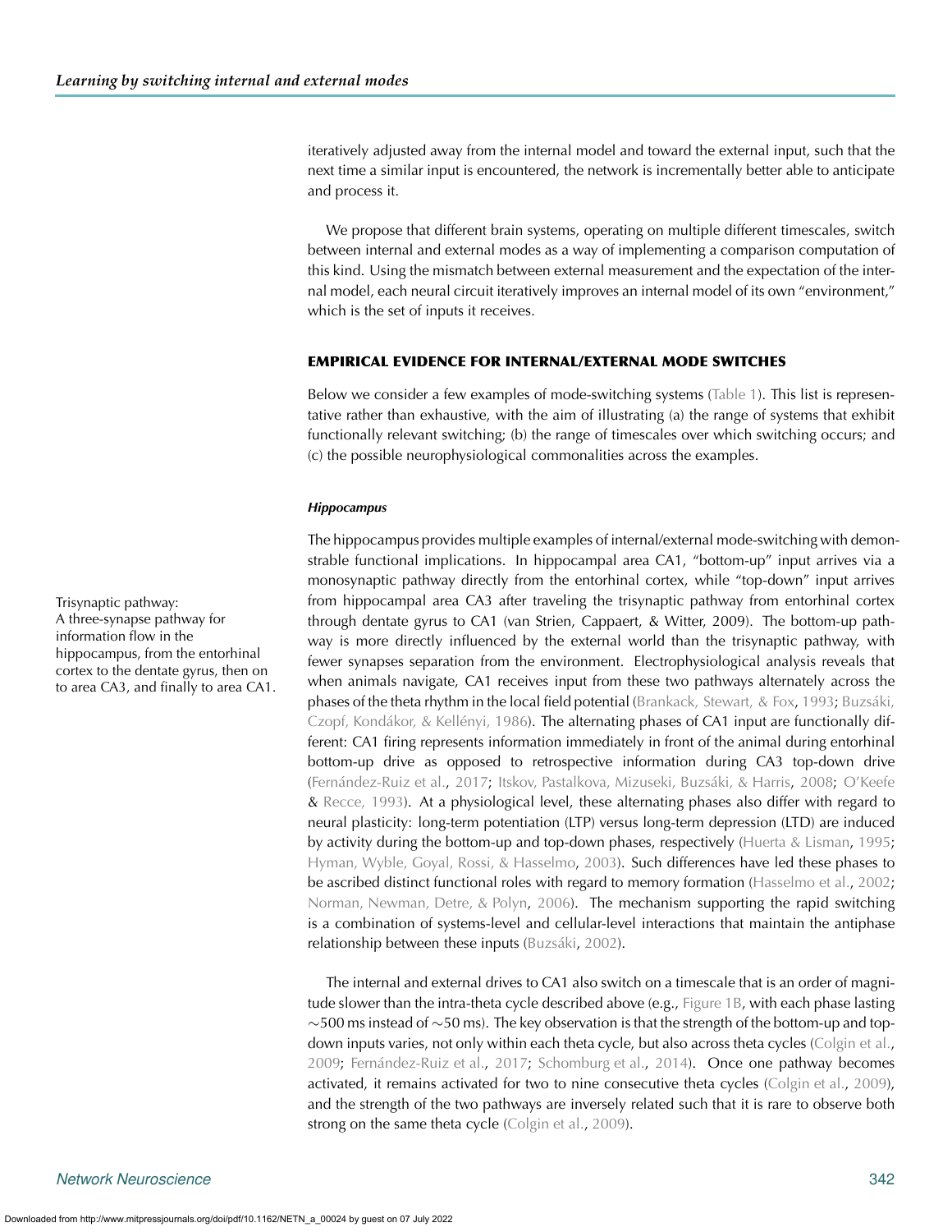iteratively adjusted away from the internal model and toward the external input, such that the next time a similar input is encountered, the network is incrementally better able to anticipate and process it.

We propose that different brain systems, operating on multiple different timescales, switch between internal and external modes as a way of implementing a comparison computation of this kind. Using the mismatch between external measurement and the expectation of the internal model, each neural circuit iteratively improves an internal model of its own "environment," which is the set of inputs it receives.

## EMPIRICAL EVIDENCE FOR INTERNAL/EXTERNAL MODE SWITCHES

Below we consider a few examples of mode-switching systems (Table 1). This list is representative rather than exhaustive, with the aim of illustrating (a) the range of systems that exhibit functionally relevant switching; (b) the range of timescales over which switching occurs; and (c) the possible neurophysiological commonalities across the examples.

### *Hippocampus*

Trisynaptic pathway:
A three-synapse pathway for information flow in the hippocampus, from the entorhinal cortex to the dentate gyrus, then on to area CA3, and finally to area CA1.

The hippocampus provides multiple examples of internal/external mode-switching with demonstrable functional implications. In hippocampal area CA1, "bottom-up" input arrives via a monosynaptic pathway directly from the entorhinal cortex, while "top-down" input arrives from hippocampal area CA3 after traveling the trisynaptic pathway from entorhinal cortex through dentate gyrus to CA1 (van Strien, Cappaert, & Witter, 2009). The bottom-up pathway is more directly influenced by the external world than the trisynaptic pathway, with fewer synapses separation from the environment. Electrophysiological analysis reveals that when animals navigate, CA1 receives input from these two pathways alternately across the phases of the theta rhythm in the local field potential (Brankack, Stewart, & Fox, 1993; Buzsáki, Czopf, Kondákor, & Kellényi, 1986). The alternating phases of CA1 input are functionally different: CA1 firing represents information immediately in front of the animal during entorhinal bottom-up drive as opposed to retrospective information during CA3 top-down drive (Fernández-Ruiz et al., 2017; Itskov, Pastalkova, Mizuseki, Buzsáki, & Harris, 2008; O'Keefe & Recce, 1993). At a physiological level, these alternating phases also differ with regard to neural plasticity: long-term potentiation (LTP) versus long-term depression (LTD) are induced by activity during the bottom-up and top-down phases, respectively (Huerta & Lisman, 1995; Hyman, Wyble, Goyal, Rossi, & Hasselmo, 2003). Such differences have led these phases to be ascribed distinct functional roles with regard to memory formation (Hasselmo et al., 2002; Norman, Newman, Detre, & Polyn, 2006). The mechanism supporting the rapid switching is a combination of systems-level and cellular-level interactions that maintain the antiphase relationship between these inputs (Buzsáki, 2002).

The internal and external drives to CA1 also switch on a timescale that is an order of magnitude slower than the intra-theta cycle described above (e.g., Figure 1B, with each phase lasting ∼500 ms instead of ∼50 ms). The key observation is that the strength of the bottom-up and top-down inputs varies, not only within each theta cycle, but also across theta cycles (Colgin et al., 2009; Fernández-Ruiz et al., 2017; Schomburg et al., 2014). Once one pathway becomes activated, it remains activated for two to nine consecutive theta cycles (Colgin et al., 2009), and the strength of the two pathways are inversely related such that it is rare to observe both strong on the same theta cycle (Colgin et al., 2009).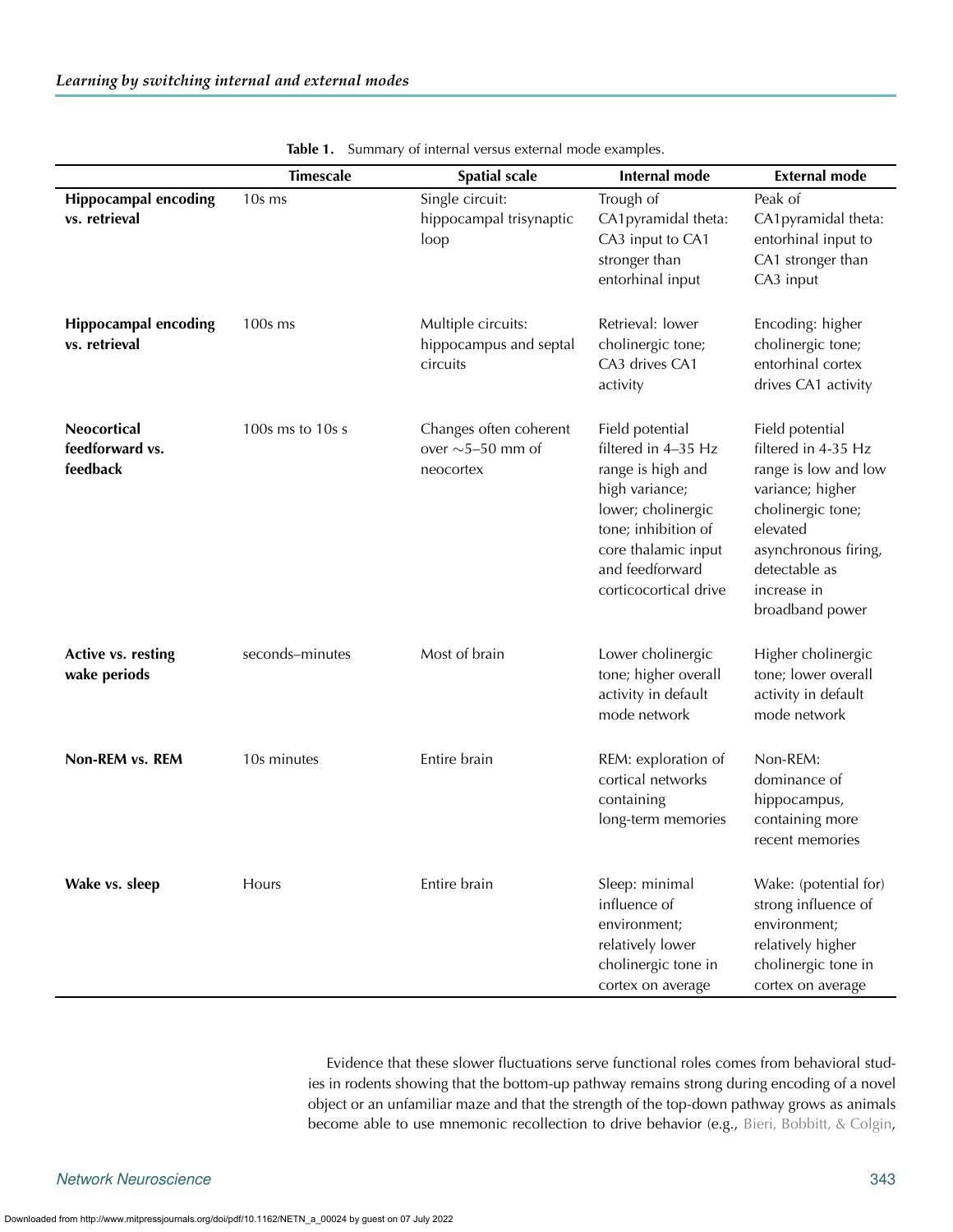**Table 1.** Summary of internal versus external mode examples.

| | Timescale | Spatial scale | Internal mode | External mode |
|---|---|---|---|---|
| **Hippocampal encoding vs. retrieval** | 10s ms | Single circuit: hippocampal trisynaptic loop | Trough of CA1pyramidal theta: CA3 input to CA1 stronger than entorhinal input | Peak of CA1pyramidal theta: entorhinal input to CA1 stronger than CA3 input |
| **Hippocampal encoding vs. retrieval** | 100s ms | Multiple circuits: hippocampus and septal circuits | Retrieval: lower cholinergic tone; CA3 drives CA1 activity | Encoding: higher cholinergic tone; entorhinal cortex drives CA1 activity |
| **Neocortical feedforward vs. feedback** | 100s ms to 10s s | Changes often coherent over ∼5–50 mm of neocortex | Field potential filtered in 4–35 Hz range is high and high variance; lower; cholinergic tone; inhibition of core thalamic input and feedforward corticocortical drive | Field potential filtered in 4-35 Hz range is low and low variance; higher cholinergic tone; elevated asynchronous firing, detectable as increase in broadband power |
| **Active vs. resting wake periods** | seconds–minutes | Most of brain | Lower cholinergic tone; higher overall activity in default mode network | Higher cholinergic tone; lower overall activity in default mode network |
| **Non-REM vs. REM** | 10s minutes | Entire brain | REM: exploration of cortical networks containing long-term memories | Non-REM: dominance of hippocampus, containing more recent memories |
| **Wake vs. sleep** | Hours | Entire brain | Sleep: minimal influence of environment; relatively lower cholinergic tone in cortex on average | Wake: (potential for) strong influence of environment; relatively higher cholinergic tone in cortex on average |

Evidence that these slower fluctuations serve functional roles comes from behavioral studies in rodents showing that the bottom-up pathway remains strong during encoding of a novel object or an unfamiliar maze and that the strength of the top-down pathway grows as animals become able to use mnemonic recollection to drive behavior (e.g., Bieri, Bobbitt, & Colgin,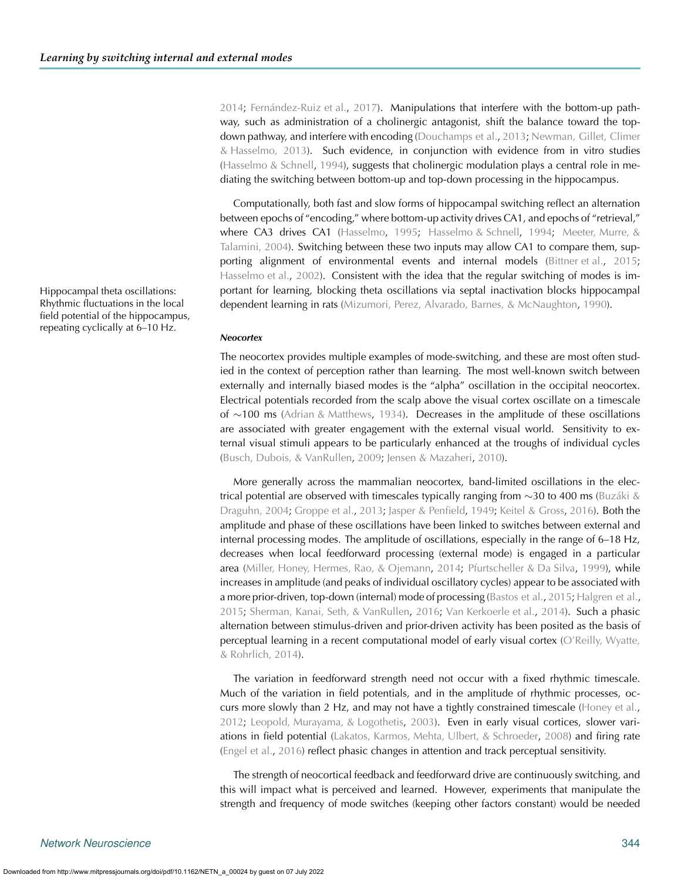2014; Fernández-Ruiz et al., 2017). Manipulations that interfere with the bottom-up pathway, such as administration of a cholinergic antagonist, shift the balance toward the top-down pathway, and interfere with encoding (Douchamps et al., 2013; Newman, Gillet, Climer & Hasselmo, 2013). Such evidence, in conjunction with evidence from in vitro studies (Hasselmo & Schnell, 1994), suggests that cholinergic modulation plays a central role in mediating the switching between bottom-up and top-down processing in the hippocampus.

Computationally, both fast and slow forms of hippocampal switching reflect an alternation between epochs of "encoding," where bottom-up activity drives CA1, and epochs of "retrieval," where CA3 drives CA1 (Hasselmo, 1995; Hasselmo & Schnell, 1994; Meeter, Murre, & Talamini, 2004). Switching between these two inputs may allow CA1 to compare them, supporting alignment of environmental events and internal models (Bittner et al., 2015; Hasselmo et al., 2002). Consistent with the idea that the regular switching of modes is important for learning, blocking theta oscillations via septal inactivation blocks hippocampal dependent learning in rats (Mizumori, Perez, Alvarado, Barnes, & McNaughton, 1990).

Hippocampal theta oscillations: Rhythmic fluctuations in the local field potential of the hippocampus, repeating cyclically at 6–10 Hz.

#### *Neocortex*

The neocortex provides multiple examples of mode-switching, and these are most often studied in the context of perception rather than learning. The most well-known switch between externally and internally biased modes is the "alpha" oscillation in the occipital neocortex. Electrical potentials recorded from the scalp above the visual cortex oscillate on a timescale of ∼100 ms (Adrian & Matthews, 1934). Decreases in the amplitude of these oscillations are associated with greater engagement with the external visual world. Sensitivity to external visual stimuli appears to be particularly enhanced at the troughs of individual cycles (Busch, Dubois, & VanRullen, 2009; Jensen & Mazaheri, 2010).

More generally across the mammalian neocortex, band-limited oscillations in the electrical potential are observed with timescales typically ranging from ∼30 to 400 ms (Buzáki & Draguhn, 2004; Groppe et al., 2013; Jasper & Penfield, 1949; Keitel & Gross, 2016). Both the amplitude and phase of these oscillations have been linked to switches between external and internal processing modes. The amplitude of oscillations, especially in the range of 6–18 Hz, decreases when local feedforward processing (external mode) is engaged in a particular area (Miller, Honey, Hermes, Rao, & Ojemann, 2014; Pfurtscheller & Da Silva, 1999), while increases in amplitude (and peaks of individual oscillatory cycles) appear to be associated with a more prior-driven, top-down (internal) mode of processing (Bastos et al., 2015; Halgren et al., 2015; Sherman, Kanai, Seth, & VanRullen, 2016; Van Kerkoerle et al., 2014). Such a phasic alternation between stimulus-driven and prior-driven activity has been posited as the basis of perceptual learning in a recent computational model of early visual cortex (O'Reilly, Wyatte, & Rohrlich, 2014).

The variation in feedforward strength need not occur with a fixed rhythmic timescale. Much of the variation in field potentials, and in the amplitude of rhythmic processes, occurs more slowly than 2 Hz, and may not have a tightly constrained timescale (Honey et al., 2012; Leopold, Murayama, & Logothetis, 2003). Even in early visual cortices, slower variations in field potential (Lakatos, Karmos, Mehta, Ulbert, & Schroeder, 2008) and firing rate (Engel et al., 2016) reflect phasic changes in attention and track perceptual sensitivity.

The strength of neocortical feedback and feedforward drive are continuously switching, and this will impact what is perceived and learned. However, experiments that manipulate the strength and frequency of mode switches (keeping other factors constant) would be needed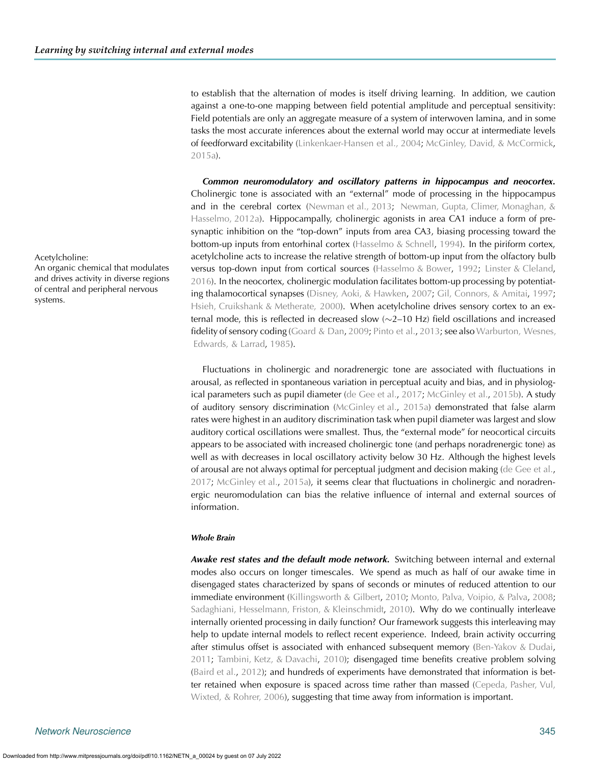to establish that the alternation of modes is itself driving learning. In addition, we caution against a one-to-one mapping between field potential amplitude and perceptual sensitivity: Field potentials are only an aggregate measure of a system of interwoven lamina, and in some tasks the most accurate inferences about the external world may occur at intermediate levels of feedforward excitability (Linkenkaer-Hansen et al., 2004; McGinley, David, & McCormick, 2015a).

***Common neuromodulatory and oscillatory patterns in hippocampus and neocortex.*** Cholinergic tone is associated with an "external" mode of processing in the hippocampus and in the cerebral cortex (Newman et al., 2013; Newman, Gupta, Climer, Monaghan, & Hasselmo, 2012a). Hippocampally, cholinergic agonists in area CA1 induce a form of presynaptic inhibition on the "top-down" inputs from area CA3, biasing processing toward the bottom-up inputs from entorhinal cortex (Hasselmo & Schnell, 1994). In the piriform cortex, acetylcholine acts to increase the relative strength of bottom-up input from the olfactory bulb versus top-down input from cortical sources (Hasselmo & Bower, 1992; Linster & Cleland, 2016). In the neocortex, cholinergic modulation facilitates bottom-up processing by potentiating thalamocortical synapses (Disney, Aoki, & Hawken, 2007; Gil, Connors, & Amitai, 1997; Hsieh, Cruikshank & Metherate, 2000). When acetylcholine drives sensory cortex to an external mode, this is reflected in decreased slow (~2–10 Hz) field oscillations and increased fidelity of sensory coding (Goard & Dan, 2009; Pinto et al., 2013; see also Warburton, Wesnes, Edwards, & Larrad, 1985).

Acetylcholine:
An organic chemical that modulates and drives activity in diverse regions of central and peripheral nervous systems.

Fluctuations in cholinergic and noradrenergic tone are associated with fluctuations in arousal, as reflected in spontaneous variation in perceptual acuity and bias, and in physiological parameters such as pupil diameter (de Gee et al., 2017; McGinley et al., 2015b). A study of auditory sensory discrimination (McGinley et al., 2015a) demonstrated that false alarm rates were highest in an auditory discrimination task when pupil diameter was largest and slow auditory cortical oscillations were smallest. Thus, the "external mode" for neocortical circuits appears to be associated with increased cholinergic tone (and perhaps noradrenergic tone) as well as with decreases in local oscillatory activity below 30 Hz. Although the highest levels of arousal are not always optimal for perceptual judgment and decision making (de Gee et al., 2017; McGinley et al., 2015a), it seems clear that fluctuations in cholinergic and noradrenergic neuromodulation can bias the relative influence of internal and external sources of information.

#### *Whole Brain*

***Awake rest states and the default mode network.*** Switching between internal and external modes also occurs on longer timescales. We spend as much as half of our awake time in disengaged states characterized by spans of seconds or minutes of reduced attention to our immediate environment (Killingsworth & Gilbert, 2010; Monto, Palva, Voipio, & Palva, 2008; Sadaghiani, Hesselmann, Friston, & Kleinschmidt, 2010). Why do we continually interleave internally oriented processing in daily function? Our framework suggests this interleaving may help to update internal models to reflect recent experience. Indeed, brain activity occurring after stimulus offset is associated with enhanced subsequent memory (Ben-Yakov & Dudai, 2011; Tambini, Ketz, & Davachi, 2010); disengaged time benefits creative problem solving (Baird et al., 2012); and hundreds of experiments have demonstrated that information is better retained when exposure is spaced across time rather than massed (Cepeda, Pasher, Vul, Wixted, & Rohrer, 2006), suggesting that time away from information is important.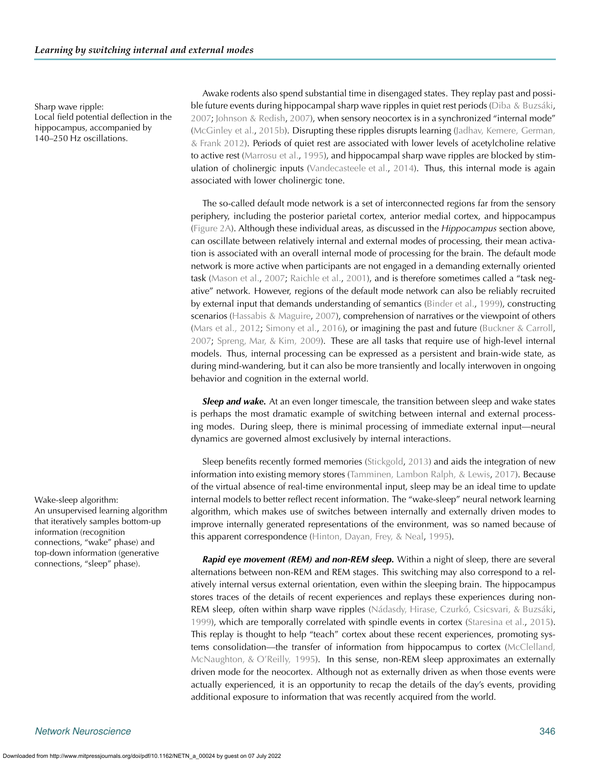Sharp wave ripple:
Local field potential deflection in the hippocampus, accompanied by 140–250 Hz oscillations.

Awake rodents also spend substantial time in disengaged states. They replay past and possible future events during hippocampal sharp wave ripples in quiet rest periods (Diba & Buzsáki, 2007; Johnson & Redish, 2007), when sensory neocortex is in a synchronized "internal mode" (McGinley et al., 2015b). Disrupting these ripples disrupts learning (Jadhav, Kemere, German, & Frank 2012). Periods of quiet rest are associated with lower levels of acetylcholine relative to active rest (Marrosu et al., 1995), and hippocampal sharp wave ripples are blocked by stimulation of cholinergic inputs (Vandecasteele et al., 2014). Thus, this internal mode is again associated with lower cholinergic tone.

The so-called default mode network is a set of interconnected regions far from the sensory periphery, including the posterior parietal cortex, anterior medial cortex, and hippocampus (Figure 2A). Although these individual areas, as discussed in the *Hippocampus* section above, can oscillate between relatively internal and external modes of processing, their mean activation is associated with an overall internal mode of processing for the brain. The default mode network is more active when participants are not engaged in a demanding externally oriented task (Mason et al., 2007; Raichle et al., 2001), and is therefore sometimes called a "task negative" network. However, regions of the default mode network can also be reliably recruited by external input that demands understanding of semantics (Binder et al., 1999), constructing scenarios (Hassabis & Maguire, 2007), comprehension of narratives or the viewpoint of others (Mars et al., 2012; Simony et al., 2016), or imagining the past and future (Buckner & Carroll, 2007; Spreng, Mar, & Kim, 2009). These are all tasks that require use of high-level internal models. Thus, internal processing can be expressed as a persistent and brain-wide state, as during mind-wandering, but it can also be more transiently and locally interwoven in ongoing behavior and cognition in the external world.

***Sleep and wake.*** At an even longer timescale, the transition between sleep and wake states is perhaps the most dramatic example of switching between internal and external processing modes. During sleep, there is minimal processing of immediate external input—neural dynamics are governed almost exclusively by internal interactions.

Sleep benefits recently formed memories (Stickgold, 2013) and aids the integration of new information into existing memory stores (Tamminen, Lambon Ralph, & Lewis, 2017). Because of the virtual absence of real-time environmental input, sleep may be an ideal time to update internal models to better reflect recent information. The "wake-sleep" neural network learning algorithm, which makes use of switches between internally and externally driven modes to improve internally generated representations of the environment, was so named because of this apparent correspondence (Hinton, Dayan, Frey, & Neal, 1995).

Wake-sleep algorithm:
An unsupervised learning algorithm that iteratively samples bottom-up information (recognition connections, "wake" phase) and top-down information (generative connections, "sleep" phase).

***Rapid eye movement (REM) and non-REM sleep.*** Within a night of sleep, there are several alternations between non-REM and REM stages. This switching may also correspond to a relatively internal versus external orientation, even within the sleeping brain. The hippocampus stores traces of the details of recent experiences and replays these experiences during non-REM sleep, often within sharp wave ripples (Nádasdy, Hirase, Czurkó, Csicsvari, & Buzsáki, 1999), which are temporally correlated with spindle events in cortex (Staresina et al., 2015). This replay is thought to help "teach" cortex about these recent experiences, promoting systems consolidation—the transfer of information from hippocampus to cortex (McClelland, McNaughton, & O'Reilly, 1995). In this sense, non-REM sleep approximates an externally driven mode for the neocortex. Although not as externally driven as when those events were actually experienced, it is an opportunity to recap the details of the day's events, providing additional exposure to information that was recently acquired from the world.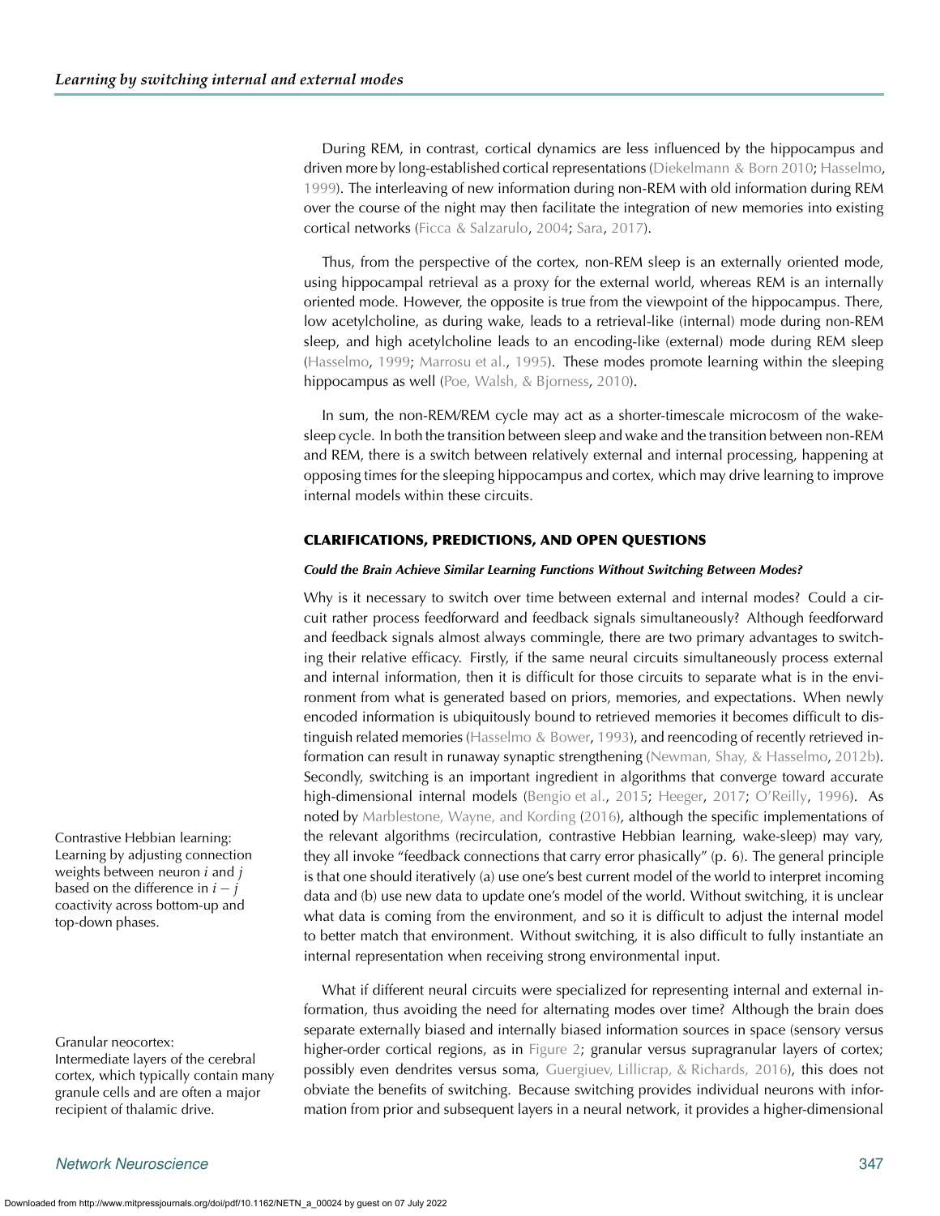During REM, in contrast, cortical dynamics are less influenced by the hippocampus and driven more by long-established cortical representations (Diekelmann & Born 2010; Hasselmo, 1999). The interleaving of new information during non-REM with old information during REM over the course of the night may then facilitate the integration of new memories into existing cortical networks (Ficca & Salzarulo, 2004; Sara, 2017).

Thus, from the perspective of the cortex, non-REM sleep is an externally oriented mode, using hippocampal retrieval as a proxy for the external world, whereas REM is an internally oriented mode. However, the opposite is true from the viewpoint of the hippocampus. There, low acetylcholine, as during wake, leads to a retrieval-like (internal) mode during non-REM sleep, and high acetylcholine leads to an encoding-like (external) mode during REM sleep (Hasselmo, 1999; Marrosu et al., 1995). These modes promote learning within the sleeping hippocampus as well (Poe, Walsh, & Bjorness, 2010).

In sum, the non-REM/REM cycle may act as a shorter-timescale microcosm of the wake-sleep cycle. In both the transition between sleep and wake and the transition between non-REM and REM, there is a switch between relatively external and internal processing, happening at opposing times for the sleeping hippocampus and cortex, which may drive learning to improve internal models within these circuits.

## CLARIFICATIONS, PREDICTIONS, AND OPEN QUESTIONS

### *Could the Brain Achieve Similar Learning Functions Without Switching Between Modes?*

Why is it necessary to switch over time between external and internal modes? Could a circuit rather process feedforward and feedback signals simultaneously? Although feedforward and feedback signals almost always commingle, there are two primary advantages to switching their relative efficacy. Firstly, if the same neural circuits simultaneously process external and internal information, then it is difficult for those circuits to separate what is in the environment from what is generated based on priors, memories, and expectations. When newly encoded information is ubiquitously bound to retrieved memories it becomes difficult to distinguish related memories (Hasselmo & Bower, 1993), and reencoding of recently retrieved information can result in runaway synaptic strengthening (Newman, Shay, & Hasselmo, 2012b). Secondly, switching is an important ingredient in algorithms that converge toward accurate high-dimensional internal models (Bengio et al., 2015; Heeger, 2017; O'Reilly, 1996). As noted by Marblestone, Wayne, and Kording (2016), although the specific implementations of the relevant algorithms (recirculation, contrastive Hebbian learning, wake-sleep) may vary, they all invoke "feedback connections that carry error phasically" (p. 6). The general principle is that one should iteratively (a) use one's best current model of the world to interpret incoming data and (b) use new data to update one's model of the world. Without switching, it is unclear what data is coming from the environment, and so it is difficult to adjust the internal model to better match that environment. Without switching, it is also difficult to fully instantiate an internal representation when receiving strong environmental input.

Contrastive Hebbian learning: Learning by adjusting connection weights between neuron $i$ and $j$ based on the difference in $i - j$ coactivity across bottom-up and top-down phases.

What if different neural circuits were specialized for representing internal and external information, thus avoiding the need for alternating modes over time? Although the brain does separate externally biased and internally biased information sources in space (sensory versus higher-order cortical regions, as in Figure 2; granular versus supragranular layers of cortex; possibly even dendrites versus soma, Guergiuev, Lillicrap, & Richards, 2016), this does not obviate the benefits of switching. Because switching provides individual neurons with information from prior and subsequent layers in a neural network, it provides a higher-dimensional

Granular neocortex: Intermediate layers of the cerebral cortex, which typically contain many granule cells and are often a major recipient of thalamic drive.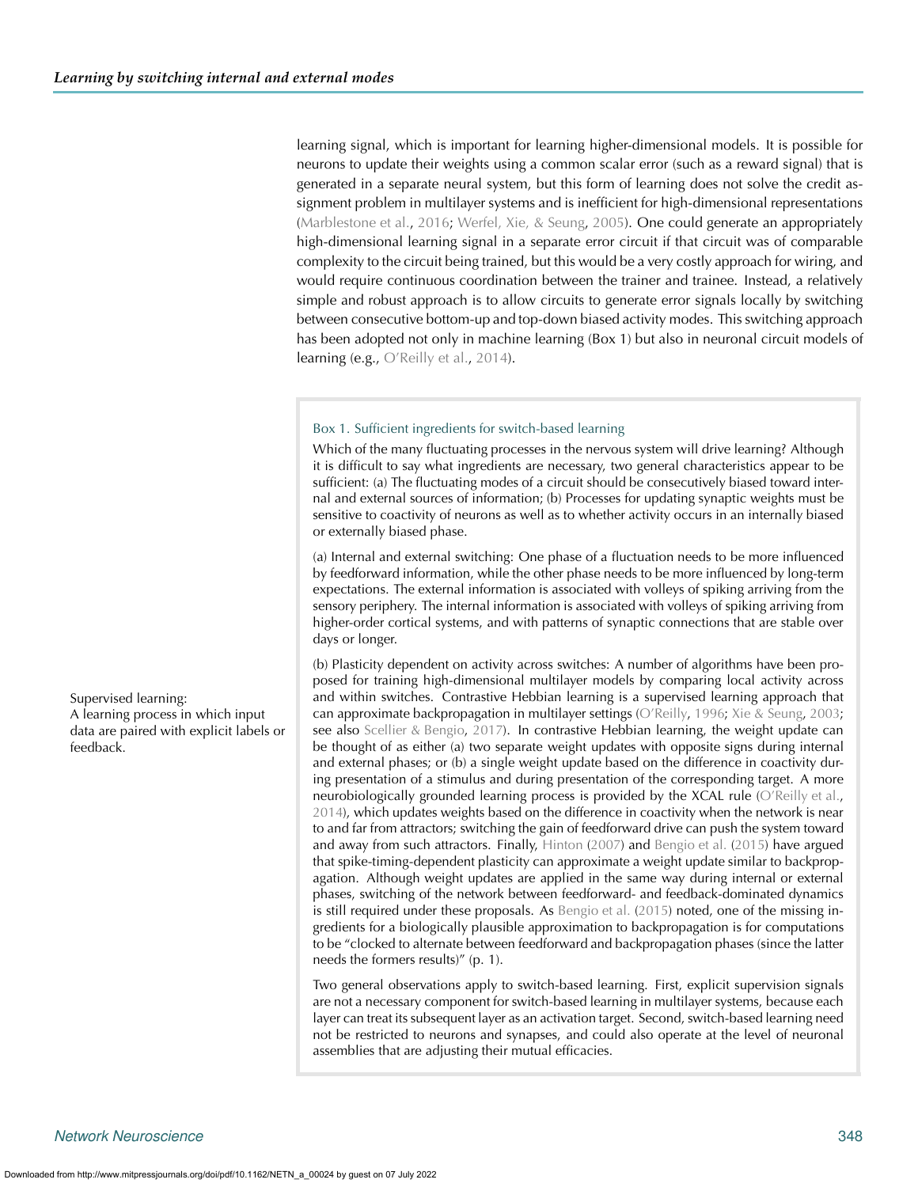learning signal, which is important for learning higher-dimensional models. It is possible for neurons to update their weights using a common scalar error (such as a reward signal) that is generated in a separate neural system, but this form of learning does not solve the credit assignment problem in multilayer systems and is inefficient for high-dimensional representations (Marblestone et al., 2016; Werfel, Xie, & Seung, 2005). One could generate an appropriately high-dimensional learning signal in a separate error circuit if that circuit was of comparable complexity to the circuit being trained, but this would be a very costly approach for wiring, and would require continuous coordination between the trainer and trainee. Instead, a relatively simple and robust approach is to allow circuits to generate error signals locally by switching between consecutive bottom-up and top-down biased activity modes. This switching approach has been adopted not only in machine learning (Box 1) but also in neuronal circuit models of learning (e.g., O'Reilly et al., 2014).

> **Box 1. Sufficient ingredients for switch-based learning**
>
> Which of the many fluctuating processes in the nervous system will drive learning? Although it is difficult to say what ingredients are necessary, two general characteristics appear to be sufficient: (a) The fluctuating modes of a circuit should be consecutively biased toward internal and external sources of information; (b) Processes for updating synaptic weights must be sensitive to coactivity of neurons as well as to whether activity occurs in an internally biased or externally biased phase.
>
> (a) Internal and external switching: One phase of a fluctuation needs to be more influenced by feedforward information, while the other phase needs to be more influenced by long-term expectations. The external information is associated with volleys of spiking arriving from the sensory periphery. The internal information is associated with volleys of spiking arriving from higher-order cortical systems, and with patterns of synaptic connections that are stable over days or longer.
>
> (b) Plasticity dependent on activity across switches: A number of algorithms have been proposed for training high-dimensional multilayer models by comparing local activity across and within switches. Contrastive Hebbian learning is a supervised learning approach that can approximate backpropagation in multilayer settings (O'Reilly, 1996; Xie & Seung, 2003; see also Scellier & Bengio, 2017). In contrastive Hebbian learning, the weight update can be thought of as either (a) two separate weight updates with opposite signs during internal and external phases; or (b) a single weight update based on the difference in coactivity during presentation of a stimulus and during presentation of the corresponding target. A more neurobiologically grounded learning process is provided by the XCAL rule (O'Reilly et al., 2014), which updates weights based on the difference in coactivity when the network is near to and far from attractors; switching the gain of feedforward drive can push the system toward and away from such attractors. Finally, Hinton (2007) and Bengio et al. (2015) have argued that spike-timing-dependent plasticity can approximate a weight update similar to backpropagation. Although weight updates are applied in the same way during internal or external phases, switching of the network between feedforward- and feedback-dominated dynamics is still required under these proposals. As Bengio et al. (2015) noted, one of the missing ingredients for a biologically plausible approximation to backpropagation is for computations to be "clocked to alternate between feedforward and backpropagation phases (since the latter needs the formers results)" (p. 1).
>
> Two general observations apply to switch-based learning. First, explicit supervision signals are not a necessary component for switch-based learning in multilayer systems, because each layer can treat its subsequent layer as an activation target. Second, switch-based learning need not be restricted to neurons and synapses, and could also operate at the level of neuronal assemblies that are adjusting their mutual efficacies.

Supervised learning:
A learning process in which input data are paired with explicit labels or feedback.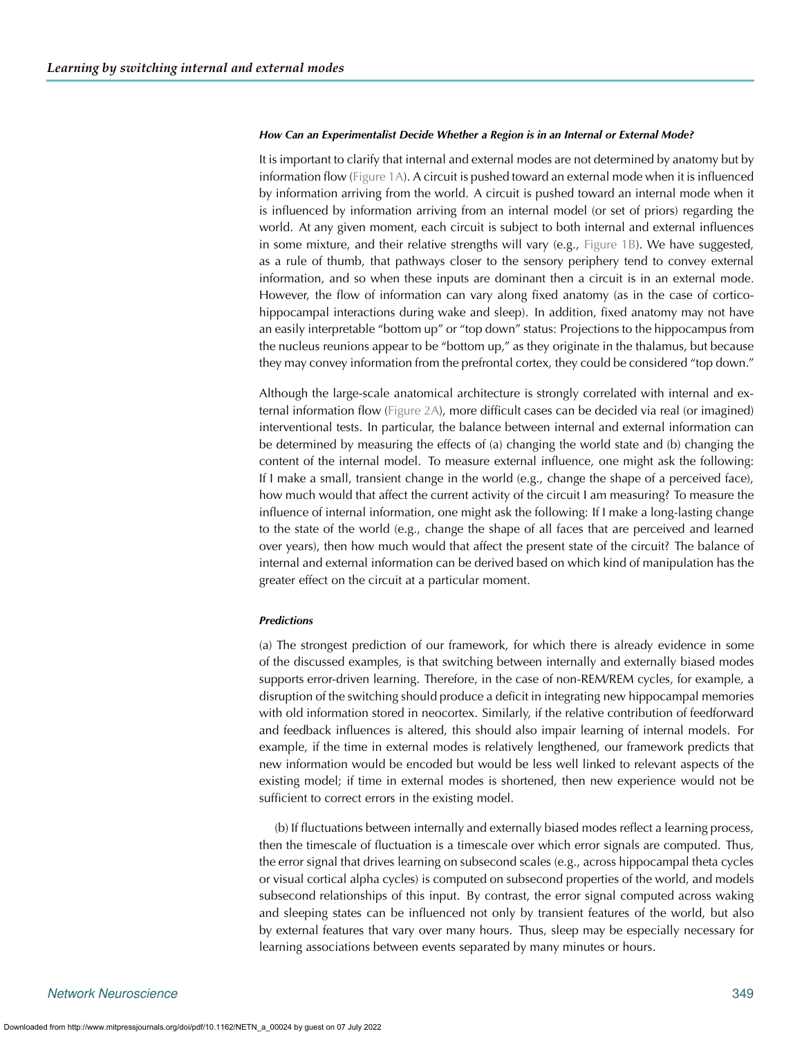### How Can an Experimentalist Decide Whether a Region is in an Internal or External Mode?

It is important to clarify that internal and external modes are not determined by anatomy but by information flow (Figure 1A). A circuit is pushed toward an external mode when it is influenced by information arriving from the world. A circuit is pushed toward an internal mode when it is influenced by information arriving from an internal model (or set of priors) regarding the world. At any given moment, each circuit is subject to both internal and external influences in some mixture, and their relative strengths will vary (e.g., Figure 1B). We have suggested, as a rule of thumb, that pathways closer to the sensory periphery tend to convey external information, and so when these inputs are dominant then a circuit is in an external mode. However, the flow of information can vary along fixed anatomy (as in the case of cortico-hippocampal interactions during wake and sleep). In addition, fixed anatomy may not have an easily interpretable "bottom up" or "top down" status: Projections to the hippocampus from the nucleus reunions appear to be "bottom up," as they originate in the thalamus, but because they may convey information from the prefrontal cortex, they could be considered "top down."

Although the large-scale anatomical architecture is strongly correlated with internal and external information flow (Figure 2A), more difficult cases can be decided via real (or imagined) interventional tests. In particular, the balance between internal and external information can be determined by measuring the effects of (a) changing the world state and (b) changing the content of the internal model. To measure external influence, one might ask the following: If I make a small, transient change in the world (e.g., change the shape of a perceived face), how much would that affect the current activity of the circuit I am measuring? To measure the influence of internal information, one might ask the following: If I make a long-lasting change to the state of the world (e.g., change the shape of all faces that are perceived and learned over years), then how much would that affect the present state of the circuit? The balance of internal and external information can be derived based on which kind of manipulation has the greater effect on the circuit at a particular moment.

### Predictions

(a) The strongest prediction of our framework, for which there is already evidence in some of the discussed examples, is that switching between internally and externally biased modes supports error-driven learning. Therefore, in the case of non-REM/REM cycles, for example, a disruption of the switching should produce a deficit in integrating new hippocampal memories with old information stored in neocortex. Similarly, if the relative contribution of feedforward and feedback influences is altered, this should also impair learning of internal models. For example, if the time in external modes is relatively lengthened, our framework predicts that new information would be encoded but would be less well linked to relevant aspects of the existing model; if time in external modes is shortened, then new experience would not be sufficient to correct errors in the existing model.

(b) If fluctuations between internally and externally biased modes reflect a learning process, then the timescale of fluctuation is a timescale over which error signals are computed. Thus, the error signal that drives learning on subsecond scales (e.g., across hippocampal theta cycles or visual cortical alpha cycles) is computed on subsecond properties of the world, and models subsecond relationships of this input. By contrast, the error signal computed across waking and sleeping states can be influenced not only by transient features of the world, but also by external features that vary over many hours. Thus, sleep may be especially necessary for learning associations between events separated by many minutes or hours.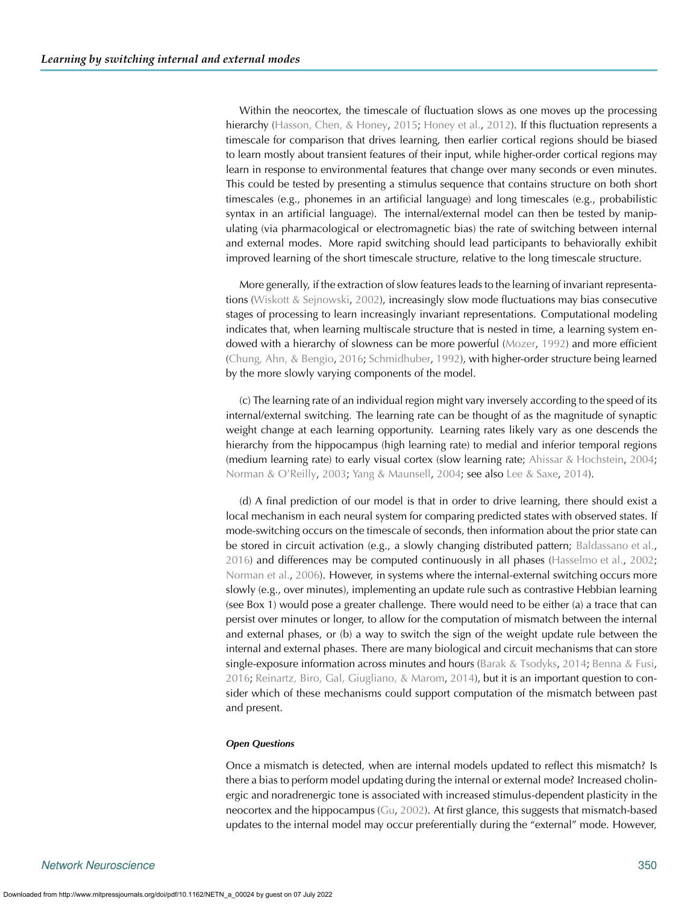Within the neocortex, the timescale of fluctuation slows as one moves up the processing hierarchy (Hasson, Chen, & Honey, 2015; Honey et al., 2012). If this fluctuation represents a timescale for comparison that drives learning, then earlier cortical regions should be biased to learn mostly about transient features of their input, while higher-order cortical regions may learn in response to environmental features that change over many seconds or even minutes. This could be tested by presenting a stimulus sequence that contains structure on both short timescales (e.g., phonemes in an artificial language) and long timescales (e.g., probabilistic syntax in an artificial language). The internal/external model can then be tested by manipulating (via pharmacological or electromagnetic bias) the rate of switching between internal and external modes. More rapid switching should lead participants to behaviorally exhibit improved learning of the short timescale structure, relative to the long timescale structure.

More generally, if the extraction of slow features leads to the learning of invariant representations (Wiskott & Sejnowski, 2002), increasingly slow mode fluctuations may bias consecutive stages of processing to learn increasingly invariant representations. Computational modeling indicates that, when learning multiscale structure that is nested in time, a learning system endowed with a hierarchy of slowness can be more powerful (Mozer, 1992) and more efficient (Chung, Ahn, & Bengio, 2016; Schmidhuber, 1992), with higher-order structure being learned by the more slowly varying components of the model.

(c) The learning rate of an individual region might vary inversely according to the speed of its internal/external switching. The learning rate can be thought of as the magnitude of synaptic weight change at each learning opportunity. Learning rates likely vary as one descends the hierarchy from the hippocampus (high learning rate) to medial and inferior temporal regions (medium learning rate) to early visual cortex (slow learning rate; Ahissar & Hochstein, 2004; Norman & O'Reilly, 2003; Yang & Maunsell, 2004; see also Lee & Saxe, 2014).

(d) A final prediction of our model is that in order to drive learning, there should exist a local mechanism in each neural system for comparing predicted states with observed states. If mode-switching occurs on the timescale of seconds, then information about the prior state can be stored in circuit activation (e.g., a slowly changing distributed pattern; Baldassano et al., 2016) and differences may be computed continuously in all phases (Hasselmo et al., 2002; Norman et al., 2006). However, in systems where the internal-external switching occurs more slowly (e.g., over minutes), implementing an update rule such as contrastive Hebbian learning (see Box 1) would pose a greater challenge. There would need to be either (a) a trace that can persist over minutes or longer, to allow for the computation of mismatch between the internal and external phases, or (b) a way to switch the sign of the weight update rule between the internal and external phases. There are many biological and circuit mechanisms that can store single-exposure information across minutes and hours (Barak & Tsodyks, 2014; Benna & Fusi, 2016; Reinartz, Biro, Gal, Giugliano, & Marom, 2014), but it is an important question to consider which of these mechanisms could support computation of the mismatch between past and present.

#### *Open Questions*

Once a mismatch is detected, when are internal models updated to reflect this mismatch? Is there a bias to perform model updating during the internal or external mode? Increased cholinergic and noradrenergic tone is associated with increased stimulus-dependent plasticity in the neocortex and the hippocampus (Gu, 2002). At first glance, this suggests that mismatch-based updates to the internal model may occur preferentially during the "external" mode. However,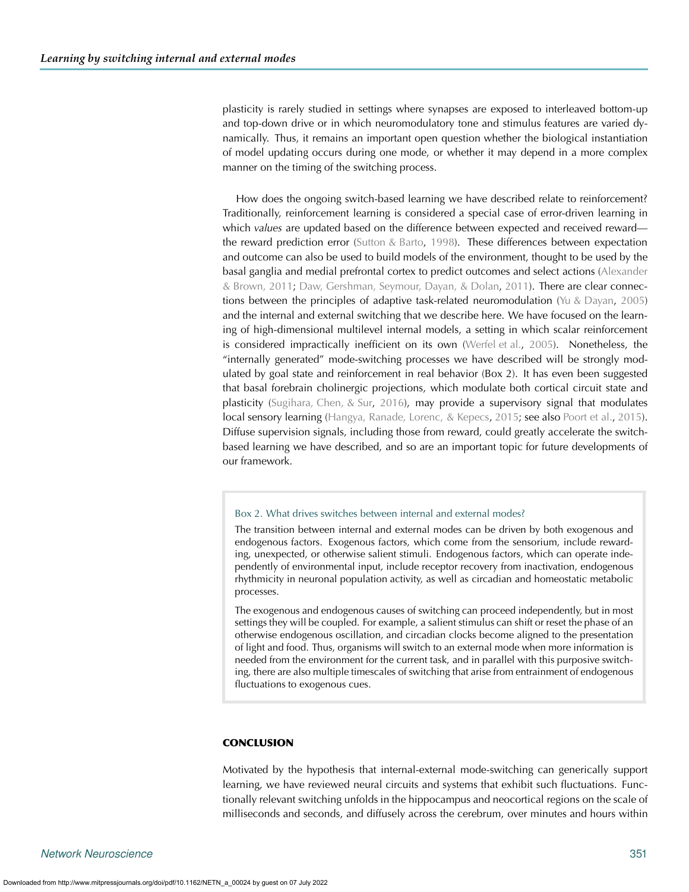plasticity is rarely studied in settings where synapses are exposed to interleaved bottom-up and top-down drive or in which neuromodulatory tone and stimulus features are varied dynamically. Thus, it remains an important open question whether the biological instantiation of model updating occurs during one mode, or whether it may depend in a more complex manner on the timing of the switching process.

How does the ongoing switch-based learning we have described relate to reinforcement? Traditionally, reinforcement learning is considered a special case of error-driven learning in which *values* are updated based on the difference between expected and received reward—the reward prediction error (Sutton & Barto, 1998). These differences between expectation and outcome can also be used to build models of the environment, thought to be used by the basal ganglia and medial prefrontal cortex to predict outcomes and select actions (Alexander & Brown, 2011; Daw, Gershman, Seymour, Dayan, & Dolan, 2011). There are clear connections between the principles of adaptive task-related neuromodulation (Yu & Dayan, 2005) and the internal and external switching that we describe here. We have focused on the learning of high-dimensional multilevel internal models, a setting in which scalar reinforcement is considered impractically inefficient on its own (Werfel et al., 2005). Nonetheless, the "internally generated" mode-switching processes we have described will be strongly modulated by goal state and reinforcement in real behavior (Box 2). It has even been suggested that basal forebrain cholinergic projections, which modulate both cortical circuit state and plasticity (Sugihara, Chen, & Sur, 2016), may provide a supervisory signal that modulates local sensory learning (Hangya, Ranade, Lorenc, & Kepecs, 2015; see also Poort et al., 2015). Diffuse supervision signals, including those from reward, could greatly accelerate the switch-based learning we have described, and so are an important topic for future developments of our framework.

> **Box 2. What drives switches between internal and external modes?**
>
> The transition between internal and external modes can be driven by both exogenous and endogenous factors. Exogenous factors, which come from the sensorium, include rewarding, unexpected, or otherwise salient stimuli. Endogenous factors, which can operate independently of environmental input, include receptor recovery from inactivation, endogenous rhythmicity in neuronal population activity, as well as circadian and homeostatic metabolic processes.
>
> The exogenous and endogenous causes of switching can proceed independently, but in most settings they will be coupled. For example, a salient stimulus can shift or reset the phase of an otherwise endogenous oscillation, and circadian clocks become aligned to the presentation of light and food. Thus, organisms will switch to an external mode when more information is needed from the environment for the current task, and in parallel with this purposive switching, there are also multiple timescales of switching that arise from entrainment of endogenous fluctuations to exogenous cues.

## CONCLUSION

Motivated by the hypothesis that internal-external mode-switching can generically support learning, we have reviewed neural circuits and systems that exhibit such fluctuations. Functionally relevant switching unfolds in the hippocampus and neocortical regions on the scale of milliseconds and seconds, and diffusely across the cerebrum, over minutes and hours within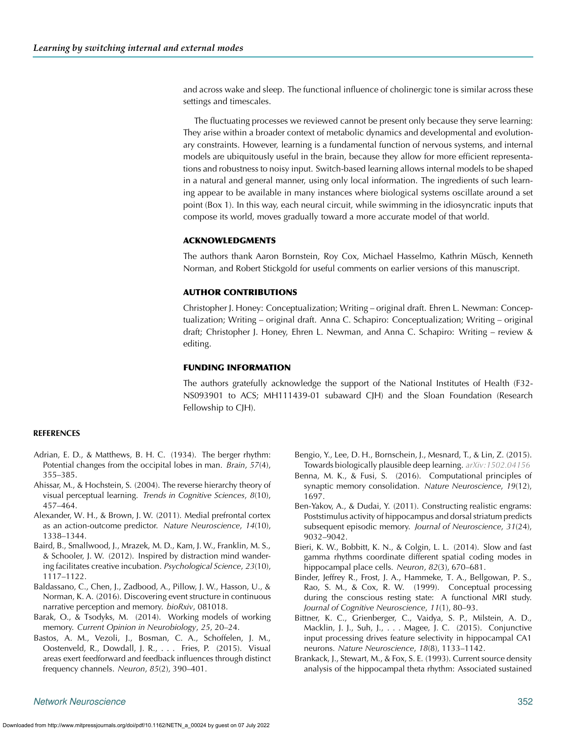and across wake and sleep. The functional influence of cholinergic tone is similar across these settings and timescales.

The fluctuating processes we reviewed cannot be present only because they serve learning: They arise within a broader context of metabolic dynamics and developmental and evolutionary constraints. However, learning is a fundamental function of nervous systems, and internal models are ubiquitously useful in the brain, because they allow for more efficient representations and robustness to noisy input. Switch-based learning allows internal models to be shaped in a natural and general manner, using only local information. The ingredients of such learning appear to be available in many instances where biological systems oscillate around a set point (Box 1). In this way, each neural circuit, while swimming in the idiosyncratic inputs that compose its world, moves gradually toward a more accurate model of that world.

## ACKNOWLEDGMENTS

The authors thank Aaron Bornstein, Roy Cox, Michael Hasselmo, Kathrin Müsch, Kenneth Norman, and Robert Stickgold for useful comments on earlier versions of this manuscript.

## AUTHOR CONTRIBUTIONS

Christopher J. Honey: Conceptualization; Writing – original draft. Ehren L. Newman: Conceptualization; Writing – original draft. Anna C. Schapiro: Conceptualization; Writing – original draft; Christopher J. Honey, Ehren L. Newman, and Anna C. Schapiro: Writing – review & editing.

## FUNDING INFORMATION

The authors gratefully acknowledge the support of the National Institutes of Health (F32-NS093901 to ACS; MH111439-01 subaward CJH) and the Sloan Foundation (Research Fellowship to CJH).

## REFERENCES

Adrian, E. D., & Matthews, B. H. C. (1934). The berger rhythm: Potential changes from the occipital lobes in man. *Brain*, *57*(4), 355–385.

Ahissar, M., & Hochstein, S. (2004). The reverse hierarchy theory of visual perceptual learning. *Trends in Cognitive Sciences*, *8*(10), 457–464.

Alexander, W. H., & Brown, J. W. (2011). Medial prefrontal cortex as an action-outcome predictor. *Nature Neuroscience*, *14*(10), 1338–1344.

Baird, B., Smallwood, J., Mrazek, M. D., Kam, J. W., Franklin, M. S., & Schooler, J. W. (2012). Inspired by distraction mind wandering facilitates creative incubation. *Psychological Science*, *23*(10), 1117–1122.

Baldassano, C., Chen, J., Zadbood, A., Pillow, J. W., Hasson, U., & Norman, K. A. (2016). Discovering event structure in continuous narrative perception and memory. *bioRxiv*, 081018.

Barak, O., & Tsodyks, M. (2014). Working models of working memory. *Current Opinion in Neurobiology*, *25*, 20–24.

Bastos, A. M., Vezoli, J., Bosman, C. A., Schoffelen, J. M., Oostenveld, R., Dowdall, J. R., . . . Fries, P. (2015). Visual areas exert feedforward and feedback influences through distinct frequency channels. *Neuron*, *85*(2), 390–401.

Bengio, Y., Lee, D. H., Bornschein, J., Mesnard, T., & Lin, Z. (2015). Towards biologically plausible deep learning. *arXiv:1502.04156*

Benna, M. K., & Fusi, S. (2016). Computational principles of synaptic memory consolidation. *Nature Neuroscience*, *19*(12), 1697.

Ben-Yakov, A., & Dudai, Y. (2011). Constructing realistic engrams: Poststimulus activity of hippocampus and dorsal striatum predicts subsequent episodic memory. *Journal of Neuroscience*, *31*(24), 9032–9042.

Bieri, K. W., Bobbitt, K. N., & Colgin, L. L. (2014). Slow and fast gamma rhythms coordinate different spatial coding modes in hippocampal place cells. *Neuron*, *82*(3), 670–681.

Binder, Jeffrey R., Frost, J. A., Hammeke, T. A., Bellgowan, P. S., Rao, S. M., & Cox, R. W. (1999). Conceptual processing during the conscious resting state: A functional MRI study. *Journal of Cognitive Neuroscience*, *11*(1), 80–93.

Bittner, K. C., Grienberger, C., Vaidya, S. P., Milstein, A. D., Macklin, J. J., Suh, J., . . . Magee, J. C. (2015). Conjunctive input processing drives feature selectivity in hippocampal CA1 neurons. *Nature Neuroscience*, *18*(8), 1133–1142.

Brankack, J., Stewart, M., & Fox, S. E. (1993). Current source density analysis of the hippocampal theta rhythm: Associated sustained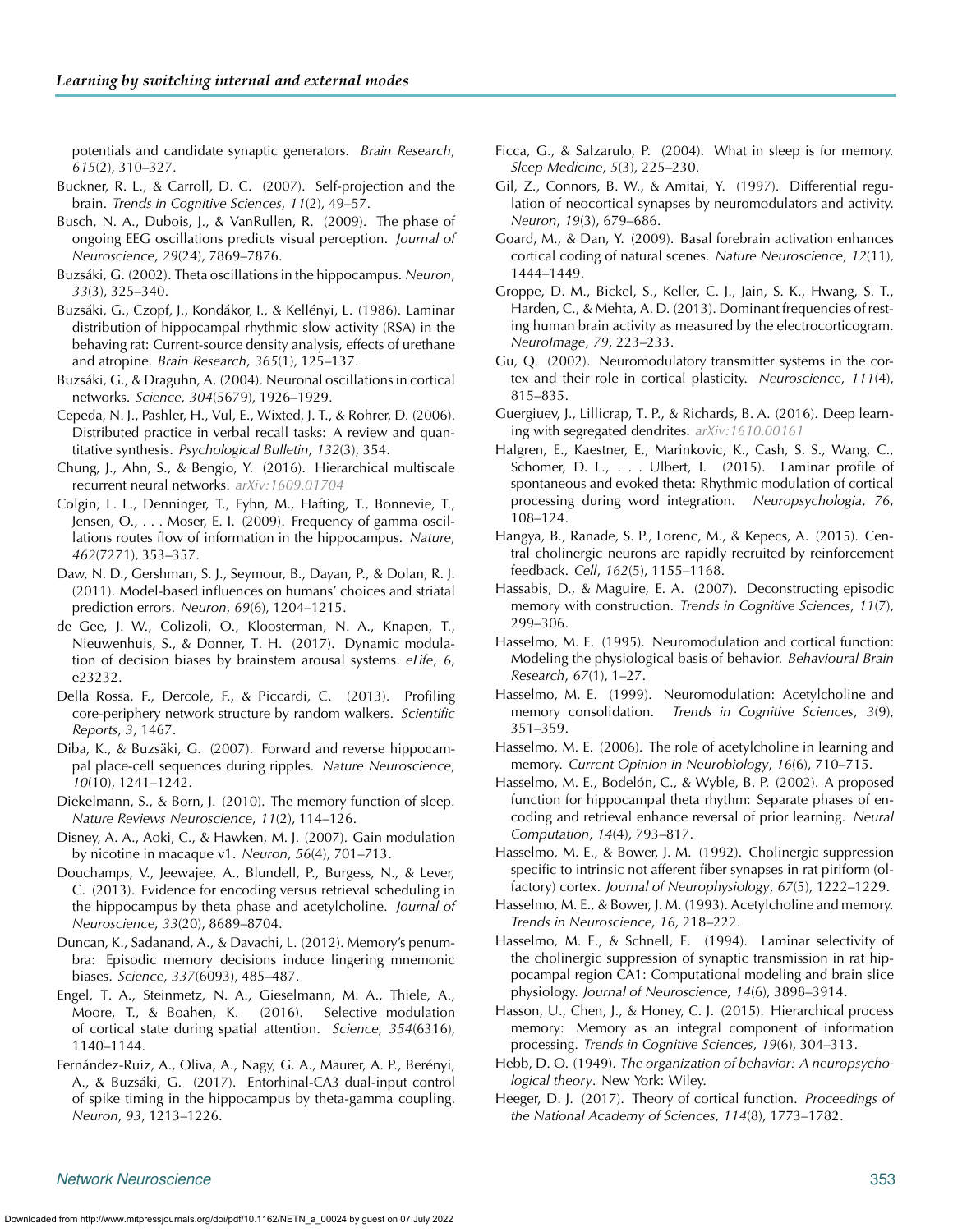potentials and candidate synaptic generators. *Brain Research*, *615*(2), 310–327.

Buckner, R. L., & Carroll, D. C. (2007). Self-projection and the brain. *Trends in Cognitive Sciences*, *11*(2), 49–57.

Busch, N. A., Dubois, J., & VanRullen, R. (2009). The phase of ongoing EEG oscillations predicts visual perception. *Journal of Neuroscience*, *29*(24), 7869–7876.

Buzsáki, G. (2002). Theta oscillations in the hippocampus. *Neuron*, *33*(3), 325–340.

Buzsáki, G., Czopf, J., Kondákor, I., & Kellényi, L. (1986). Laminar distribution of hippocampal rhythmic slow activity (RSA) in the behaving rat: Current-source density analysis, effects of urethane and atropine. *Brain Research*, *365*(1), 125–137.

Buzsáki, G., & Draguhn, A. (2004). Neuronal oscillations in cortical networks. *Science*, *304*(5679), 1926–1929.

Cepeda, N. J., Pashler, H., Vul, E., Wixted, J. T., & Rohrer, D. (2006). Distributed practice in verbal recall tasks: A review and quantitative synthesis. *Psychological Bulletin*, *132*(3), 354.

Chung, J., Ahn, S., & Bengio, Y. (2016). Hierarchical multiscale recurrent neural networks. arXiv:1609.01704

Colgin, L. L., Denninger, T., Fyhn, M., Hafting, T., Bonnevie, T., Jensen, O., . . . Moser, E. I. (2009). Frequency of gamma oscillations routes flow of information in the hippocampus. *Nature*, *462*(7271), 353–357.

Daw, N. D., Gershman, S. J., Seymour, B., Dayan, P., & Dolan, R. J. (2011). Model-based influences on humans' choices and striatal prediction errors. *Neuron*, *69*(6), 1204–1215.

de Gee, J. W., Colizoli, O., Kloosterman, N. A., Knapen, T., Nieuwenhuis, S., & Donner, T. H. (2017). Dynamic modulation of decision biases by brainstem arousal systems. *eLife*, *6*, e23232.

Della Rossa, F., Dercole, F., & Piccardi, C. (2013). Profiling core-periphery network structure by random walkers. *Scientific Reports*, *3*, 1467.

Diba, K., & Buzsäki, G. (2007). Forward and reverse hippocampal place-cell sequences during ripples. *Nature Neuroscience*, *10*(10), 1241–1242.

Diekelmann, S., & Born, J. (2010). The memory function of sleep. *Nature Reviews Neuroscience*, *11*(2), 114–126.

Disney, A. A., Aoki, C., & Hawken, M. J. (2007). Gain modulation by nicotine in macaque v1. *Neuron*, *56*(4), 701–713.

Douchamps, V., Jeewajee, A., Blundell, P., Burgess, N., & Lever, C. (2013). Evidence for encoding versus retrieval scheduling in the hippocampus by theta phase and acetylcholine. *Journal of Neuroscience*, *33*(20), 8689–8704.

Duncan, K., Sadanand, A., & Davachi, L. (2012). Memory's penumbra: Episodic memory decisions induce lingering mnemonic biases. *Science*, *337*(6093), 485–487.

Engel, T. A., Steinmetz, N. A., Gieselmann, M. A., Thiele, A., Moore, T., & Boahen, K. (2016). Selective modulation of cortical state during spatial attention. *Science*, *354*(6316), 1140–1144.

Fernández-Ruiz, A., Oliva, A., Nagy, G. A., Maurer, A. P., Berényi, A., & Buzsáki, G. (2017). Entorhinal-CA3 dual-input control of spike timing in the hippocampus by theta-gamma coupling. *Neuron*, *93*, 1213–1226.

Ficca, G., & Salzarulo, P. (2004). What in sleep is for memory. *Sleep Medicine*, *5*(3), 225–230.

Gil, Z., Connors, B. W., & Amitai, Y. (1997). Differential regulation of neocortical synapses by neuromodulators and activity. *Neuron*, *19*(3), 679–686.

Goard, M., & Dan, Y. (2009). Basal forebrain activation enhances cortical coding of natural scenes. *Nature Neuroscience*, *12*(11), 1444–1449.

Groppe, D. M., Bickel, S., Keller, C. J., Jain, S. K., Hwang, S. T., Harden, C., & Mehta, A. D. (2013). Dominant frequencies of resting human brain activity as measured by the electrocorticogram. *NeuroImage*, *79*, 223–233.

Gu, Q. (2002). Neuromodulatory transmitter systems in the cortex and their role in cortical plasticity. *Neuroscience*, *111*(4), 815–835.

Guergiuev, J., Lillicrap, T. P., & Richards, B. A. (2016). Deep learning with segregated dendrites. arXiv:1610.00161

Halgren, E., Kaestner, E., Marinkovic, K., Cash, S. S., Wang, C., Schomer, D. L., . . . Ulbert, I. (2015). Laminar profile of spontaneous and evoked theta: Rhythmic modulation of cortical processing during word integration. *Neuropsychologia*, *76*, 108–124.

Hangya, B., Ranade, S. P., Lorenc, M., & Kepecs, A. (2015). Central cholinergic neurons are rapidly recruited by reinforcement feedback. *Cell*, *162*(5), 1155–1168.

Hassabis, D., & Maguire, E. A. (2007). Deconstructing episodic memory with construction. *Trends in Cognitive Sciences*, *11*(7), 299–306.

Hasselmo, M. E. (1995). Neuromodulation and cortical function: Modeling the physiological basis of behavior. *Behavioural Brain Research*, *67*(1), 1–27.

Hasselmo, M. E. (1999). Neuromodulation: Acetylcholine and memory consolidation. *Trends in Cognitive Sciences*, *3*(9), 351–359.

Hasselmo, M. E. (2006). The role of acetylcholine in learning and memory. *Current Opinion in Neurobiology*, *16*(6), 710–715.

Hasselmo, M. E., Bodelón, C., & Wyble, B. P. (2002). A proposed function for hippocampal theta rhythm: Separate phases of encoding and retrieval enhance reversal of prior learning. *Neural Computation*, *14*(4), 793–817.

Hasselmo, M. E., & Bower, J. M. (1992). Cholinergic suppression specific to intrinsic not afferent fiber synapses in rat piriform (olfactory) cortex. *Journal of Neurophysiology*, *67*(5), 1222–1229.

Hasselmo, M. E., & Bower, J. M. (1993). Acetylcholine and memory. *Trends in Neuroscience*, *16*, 218–222.

Hasselmo, M. E., & Schnell, E. (1994). Laminar selectivity of the cholinergic suppression of synaptic transmission in rat hippocampal region CA1: Computational modeling and brain slice physiology. *Journal of Neuroscience*, *14*(6), 3898–3914.

Hasson, U., Chen, J., & Honey, C. J. (2015). Hierarchical process memory: Memory as an integral component of information processing. *Trends in Cognitive Sciences*, *19*(6), 304–313.

Hebb, D. O. (1949). *The organization of behavior: A neuropsychological theory*. New York: Wiley.

Heeger, D. J. (2017). Theory of cortical function. *Proceedings of the National Academy of Sciences*, *114*(8), 1773–1782.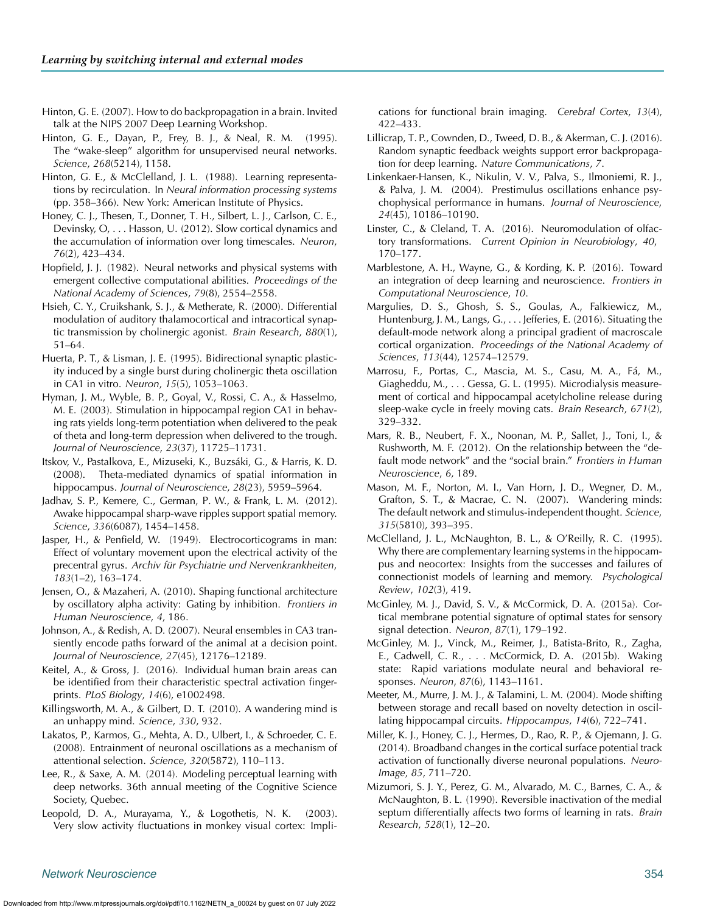Hinton, G. E. (2007). How to do backpropagation in a brain. Invited talk at the NIPS 2007 Deep Learning Workshop.

Hinton, G. E., Dayan, P., Frey, B. J., & Neal, R. M. (1995). The "wake-sleep" algorithm for unsupervised neural networks. *Science*, *268*(5214), 1158.

Hinton, G. E., & McClelland, J. L. (1988). Learning representations by recirculation. In *Neural information processing systems* (pp. 358–366). New York: American Institute of Physics.

Honey, C. J., Thesen, T., Donner, T. H., Silbert, L. J., Carlson, C. E., Devinsky, O, . . . Hasson, U. (2012). Slow cortical dynamics and the accumulation of information over long timescales. *Neuron*, *76*(2), 423–434.

Hopfield, J. J. (1982). Neural networks and physical systems with emergent collective computational abilities. *Proceedings of the National Academy of Sciences*, *79*(8), 2554–2558.

Hsieh, C. Y., Cruikshank, S. J., & Metherate, R. (2000). Differential modulation of auditory thalamocortical and intracortical synaptic transmission by cholinergic agonist. *Brain Research*, *880*(1), 51–64.

Huerta, P. T., & Lisman, J. E. (1995). Bidirectional synaptic plasticity induced by a single burst during cholinergic theta oscillation in CA1 in vitro. *Neuron*, *15*(5), 1053–1063.

Hyman, J. M., Wyble, B. P., Goyal, V., Rossi, C. A., & Hasselmo, M. E. (2003). Stimulation in hippocampal region CA1 in behaving rats yields long-term potentiation when delivered to the peak of theta and long-term depression when delivered to the trough. *Journal of Neuroscience*, *23*(37), 11725–11731.

Itskov, V., Pastalkova, E., Mizuseki, K., Buzsáki, G., & Harris, K. D. (2008). Theta-mediated dynamics of spatial information in hippocampus. *Journal of Neuroscience*, *28*(23), 5959–5964.

Jadhav, S. P., Kemere, C., German, P. W., & Frank, L. M. (2012). Awake hippocampal sharp-wave ripples support spatial memory. *Science*, *336*(6087), 1454–1458.

Jasper, H., & Penfield, W. (1949). Electrocorticograms in man: Effect of voluntary movement upon the electrical activity of the precentral gyrus. *Archiv für Psychiatrie und Nervenkrankheiten*, *183*(1–2), 163–174.

Jensen, O., & Mazaheri, A. (2010). Shaping functional architecture by oscillatory alpha activity: Gating by inhibition. *Frontiers in Human Neuroscience*, *4*, 186.

Johnson, A., & Redish, A. D. (2007). Neural ensembles in CA3 transiently encode paths forward of the animal at a decision point. *Journal of Neuroscience*, *27*(45), 12176–12189.

Keitel, A., & Gross, J. (2016). Individual human brain areas can be identified from their characteristic spectral activation fingerprints. *PLoS Biology*, *14*(6), e1002498.

Killingsworth, M. A., & Gilbert, D. T. (2010). A wandering mind is an unhappy mind. *Science*, *330*, 932.

Lakatos, P., Karmos, G., Mehta, A. D., Ulbert, I., & Schroeder, C. E. (2008). Entrainment of neuronal oscillations as a mechanism of attentional selection. *Science*, *320*(5872), 110–113.

Lee, R., & Saxe, A. M. (2014). Modeling perceptual learning with deep networks. 36th annual meeting of the Cognitive Science Society, Quebec.

Leopold, D. A., Murayama, Y., & Logothetis, N. K. (2003). Very slow activity fluctuations in monkey visual cortex: Implications for functional brain imaging. *Cerebral Cortex*, *13*(4), 422–433.

Lillicrap, T. P., Cownden, D., Tweed, D. B., & Akerman, C. J. (2016). Random synaptic feedback weights support error backpropagation for deep learning. *Nature Communications*, *7*.

Linkenkaer-Hansen, K., Nikulin, V. V., Palva, S., Ilmoniemi, R. J., & Palva, J. M. (2004). Prestimulus oscillations enhance psychophysical performance in humans. *Journal of Neuroscience*, *24*(45), 10186–10190.

Linster, C., & Cleland, T. A. (2016). Neuromodulation of olfactory transformations. *Current Opinion in Neurobiology*, *40*, 170–177.

Marblestone, A. H., Wayne, G., & Kording, K. P. (2016). Toward an integration of deep learning and neuroscience. *Frontiers in Computational Neuroscience*, *10*.

Margulies, D. S., Ghosh, S. S., Goulas, A., Falkiewicz, M., Huntenburg, J. M., Langs, G., . . . Jefferies, E. (2016). Situating the default-mode network along a principal gradient of macroscale cortical organization. *Proceedings of the National Academy of Sciences*, *113*(44), 12574–12579.

Marrosu, F., Portas, C., Mascia, M. S., Casu, M. A., Fá, M., Giagheddu, M., . . . Gessa, G. L. (1995). Microdialysis measurement of cortical and hippocampal acetylcholine release during sleep-wake cycle in freely moving cats. *Brain Research*, *671*(2), 329–332.

Mars, R. B., Neubert, F. X., Noonan, M. P., Sallet, J., Toni, I., & Rushworth, M. F. (2012). On the relationship between the "default mode network" and the "social brain." *Frontiers in Human Neuroscience*, *6*, 189.

Mason, M. F., Norton, M. I., Van Horn, J. D., Wegner, D. M., Grafton, S. T., & Macrae, C. N. (2007). Wandering minds: The default network and stimulus-independent thought. *Science*, *315*(5810), 393–395.

McClelland, J. L., McNaughton, B. L., & O'Reilly, R. C. (1995). Why there are complementary learning systems in the hippocampus and neocortex: Insights from the successes and failures of connectionist models of learning and memory. *Psychological Review*, *102*(3), 419.

McGinley, M. J., David, S. V., & McCormick, D. A. (2015a). Cortical membrane potential signature of optimal states for sensory signal detection. *Neuron*, *87*(1), 179–192.

McGinley, M. J., Vinck, M., Reimer, J., Batista-Brito, R., Zagha, E., Cadwell, C. R., . . . McCormick, D. A. (2015b). Waking state: Rapid variations modulate neural and behavioral responses. *Neuron*, *87*(6), 1143–1161.

Meeter, M., Murre, J. M. J., & Talamini, L. M. (2004). Mode shifting between storage and recall based on novelty detection in oscillating hippocampal circuits. *Hippocampus*, *14*(6), 722–741.

Miller, K. J., Honey, C. J., Hermes, D., Rao, R. P., & Ojemann, J. G. (2014). Broadband changes in the cortical surface potential track activation of functionally diverse neuronal populations. *NeuroImage*, *85*, 711–720.

Mizumori, S. J. Y., Perez, G. M., Alvarado, M. C., Barnes, C. A., & McNaughton, B. L. (1990). Reversible inactivation of the medial septum differentially affects two forms of learning in rats. *Brain Research*, *528*(1), 12–20.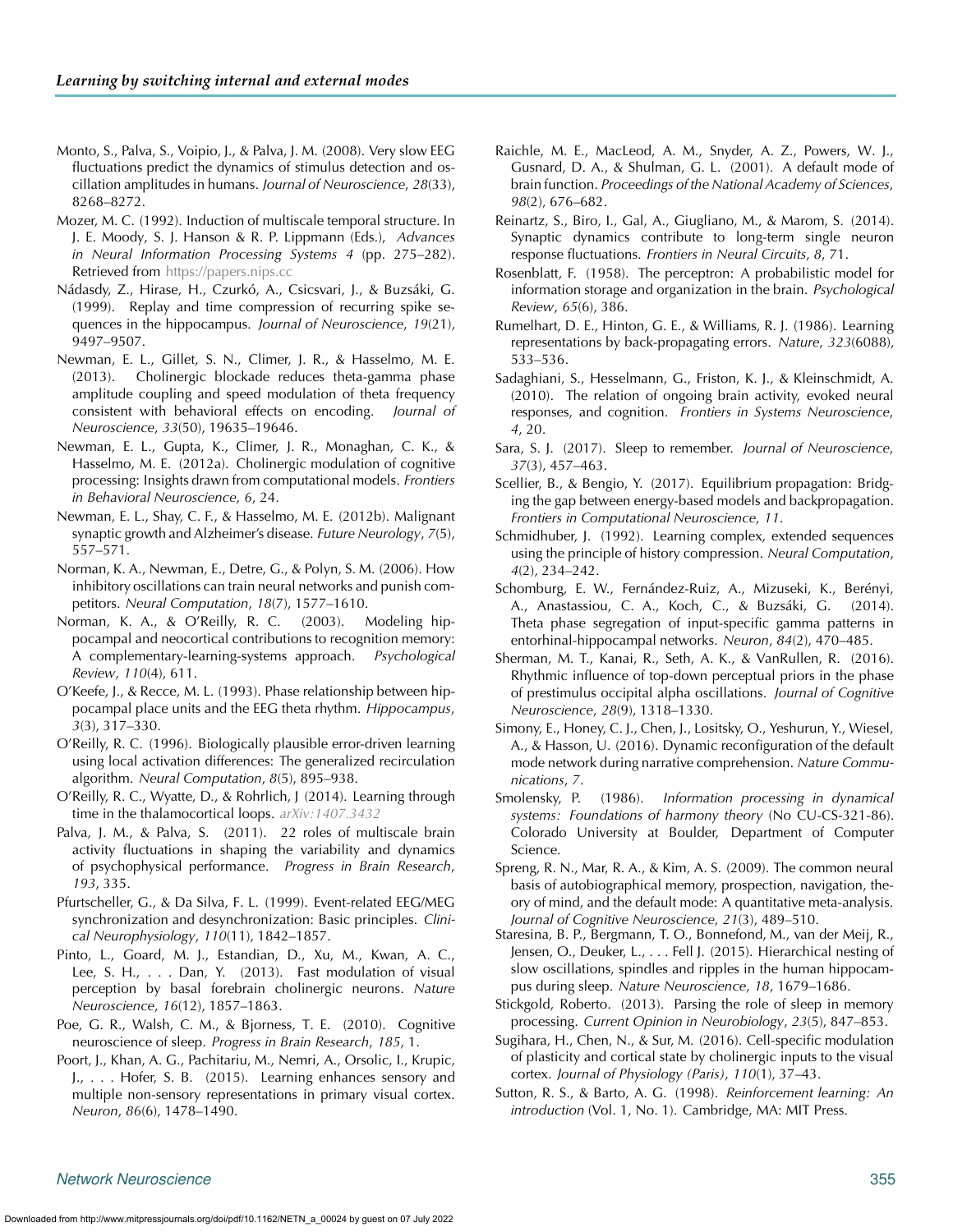Monto, S., Palva, S., Voipio, J., & Palva, J. M. (2008). Very slow EEG fluctuations predict the dynamics of stimulus detection and oscillation amplitudes in humans. *Journal of Neuroscience*, *28*(33), 8268–8272.

Mozer, M. C. (1992). Induction of multiscale temporal structure. In J. E. Moody, S. J. Hanson & R. P. Lippmann (Eds.), *Advances in Neural Information Processing Systems 4* (pp. 275–282). Retrieved from https://papers.nips.cc

Nádasdy, Z., Hirase, H., Czurkó, A., Csicsvari, J., & Buzsáki, G. (1999). Replay and time compression of recurring spike sequences in the hippocampus. *Journal of Neuroscience*, *19*(21), 9497–9507.

Newman, E. L., Gillet, S. N., Climer, J. R., & Hasselmo, M. E. (2013). Cholinergic blockade reduces theta-gamma phase amplitude coupling and speed modulation of theta frequency consistent with behavioral effects on encoding. *Journal of Neuroscience*, *33*(50), 19635–19646.

Newman, E. L., Gupta, K., Climer, J. R., Monaghan, C. K., & Hasselmo, M. E. (2012a). Cholinergic modulation of cognitive processing: Insights drawn from computational models. *Frontiers in Behavioral Neuroscience*, *6*, 24.

Newman, E. L., Shay, C. F., & Hasselmo, M. E. (2012b). Malignant synaptic growth and Alzheimer's disease. *Future Neurology*, *7*(5), 557–571.

Norman, K. A., Newman, E., Detre, G., & Polyn, S. M. (2006). How inhibitory oscillations can train neural networks and punish competitors. *Neural Computation*, *18*(7), 1577–1610.

Norman, K. A., & O'Reilly, R. C. (2003). Modeling hippocampal and neocortical contributions to recognition memory: A complementary-learning-systems approach. *Psychological Review*, *110*(4), 611.

O'Keefe, J., & Recce, M. L. (1993). Phase relationship between hippocampal place units and the EEG theta rhythm. *Hippocampus*, *3*(3), 317–330.

O'Reilly, R. C. (1996). Biologically plausible error-driven learning using local activation differences: The generalized recirculation algorithm. *Neural Computation*, *8*(5), 895–938.

O'Reilly, R. C., Wyatte, D., & Rohrlich, J (2014). Learning through time in the thalamocortical loops. *arXiv:1407.3432*

Palva, J. M., & Palva, S. (2011). 22 roles of multiscale brain activity fluctuations in shaping the variability and dynamics of psychophysical performance. *Progress in Brain Research*, *193*, 335.

Pfurtscheller, G., & Da Silva, F. L. (1999). Event-related EEG/MEG synchronization and desynchronization: Basic principles. *Clinical Neurophysiology*, *110*(11), 1842–1857.

Pinto, L., Goard, M. J., Estandian, D., Xu, M., Kwan, A. C., Lee, S. H., . . . Dan, Y. (2013). Fast modulation of visual perception by basal forebrain cholinergic neurons. *Nature Neuroscience*, *16*(12), 1857–1863.

Poe, G. R., Walsh, C. M., & Bjorness, T. E. (2010). Cognitive neuroscience of sleep. *Progress in Brain Research*, *185*, 1.

Poort, J., Khan, A. G., Pachitariu, M., Nemri, A., Orsolic, I., Krupic, J., . . . Hofer, S. B. (2015). Learning enhances sensory and multiple non-sensory representations in primary visual cortex. *Neuron*, *86*(6), 1478–1490.

Raichle, M. E., MacLeod, A. M., Snyder, A. Z., Powers, W. J., Gusnard, D. A., & Shulman, G. L. (2001). A default mode of brain function. *Proceedings of the National Academy of Sciences*, *98*(2), 676–682.

Reinartz, S., Biro, I., Gal, A., Giugliano, M., & Marom, S. (2014). Synaptic dynamics contribute to long-term single neuron response fluctuations. *Frontiers in Neural Circuits*, *8*, 71.

Rosenblatt, F. (1958). The perceptron: A probabilistic model for information storage and organization in the brain. *Psychological Review*, *65*(6), 386.

Rumelhart, D. E., Hinton, G. E., & Williams, R. J. (1986). Learning representations by back-propagating errors. *Nature*, *323*(6088), 533–536.

Sadaghiani, S., Hesselmann, G., Friston, K. J., & Kleinschmidt, A. (2010). The relation of ongoing brain activity, evoked neural responses, and cognition. *Frontiers in Systems Neuroscience*, *4*, 20.

Sara, S. J. (2017). Sleep to remember. *Journal of Neuroscience*, *37*(3), 457–463.

Scellier, B., & Bengio, Y. (2017). Equilibrium propagation: Bridging the gap between energy-based models and backpropagation. *Frontiers in Computational Neuroscience*, *11*.

Schmidhuber, J. (1992). Learning complex, extended sequences using the principle of history compression. *Neural Computation*, *4*(2), 234–242.

Schomburg, E. W., Fernández-Ruiz, A., Mizuseki, K., Berényi, A., Anastassiou, C. A., Koch, C., & Buzsáki, G. (2014). Theta phase segregation of input-specific gamma patterns in entorhinal-hippocampal networks. *Neuron*, *84*(2), 470–485.

Sherman, M. T., Kanai, R., Seth, A. K., & VanRullen, R. (2016). Rhythmic influence of top-down perceptual priors in the phase of prestimulus occipital alpha oscillations. *Journal of Cognitive Neuroscience*, *28*(9), 1318–1330.

Simony, E., Honey, C. J., Chen, J., Lositsky, O., Yeshurun, Y., Wiesel, A., & Hasson, U. (2016). Dynamic reconfiguration of the default mode network during narrative comprehension. *Nature Communications*, *7*.

Smolensky, P. (1986). *Information processing in dynamical systems: Foundations of harmony theory* (No CU-CS-321-86). Colorado University at Boulder, Department of Computer Science.

Spreng, R. N., Mar, R. A., & Kim, A. S. (2009). The common neural basis of autobiographical memory, prospection, navigation, theory of mind, and the default mode: A quantitative meta-analysis. *Journal of Cognitive Neuroscience*, *21*(3), 489–510.

Staresina, B. P., Bergmann, T. O., Bonnefond, M., van der Meij, R., Jensen, O., Deuker, L., . . . Fell J. (2015). Hierarchical nesting of slow oscillations, spindles and ripples in the human hippocampus during sleep. *Nature Neuroscience*, *18*, 1679–1686.

Stickgold, Roberto. (2013). Parsing the role of sleep in memory processing. *Current Opinion in Neurobiology*, *23*(5), 847–853.

Sugihara, H., Chen, N., & Sur, M. (2016). Cell-specific modulation of plasticity and cortical state by cholinergic inputs to the visual cortex. *Journal of Physiology (Paris)*, *110*(1), 37–43.

Sutton, R. S., & Barto, A. G. (1998). *Reinforcement learning: An introduction* (Vol. 1, No. 1). Cambridge, MA: MIT Press.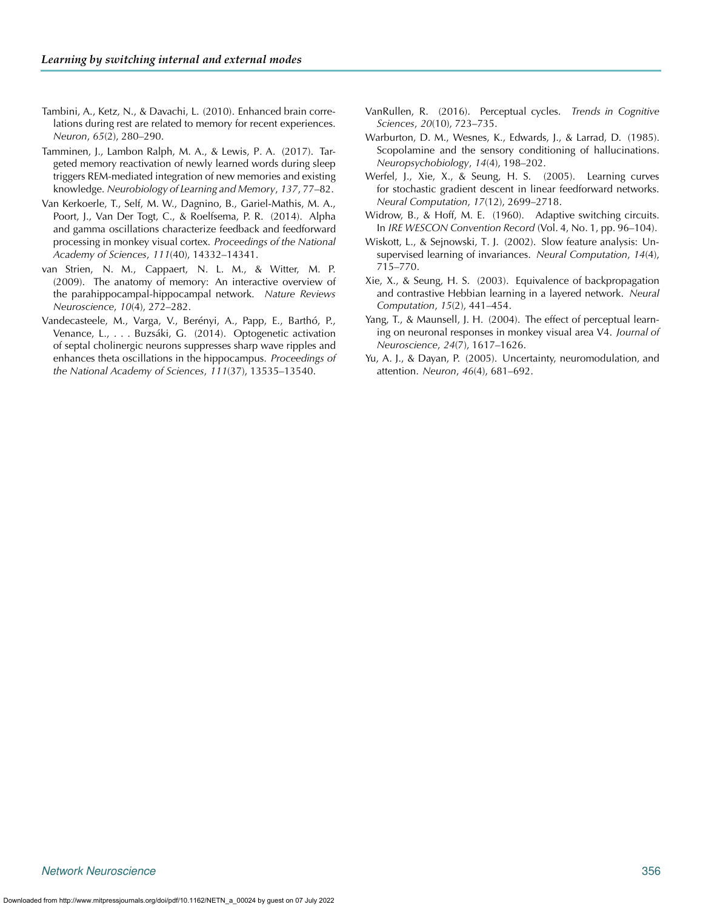Tambini, A., Ketz, N., & Davachi, L. (2010). Enhanced brain correlations during rest are related to memory for recent experiences. *Neuron*, *65*(2), 280–290.

Tamminen, J., Lambon Ralph, M. A., & Lewis, P. A. (2017). Targeted memory reactivation of newly learned words during sleep triggers REM-mediated integration of new memories and existing knowledge. *Neurobiology of Learning and Memory*, *137*, 77–82.

Van Kerkoerle, T., Self, M. W., Dagnino, B., Gariel-Mathis, M. A., Poort, J., Van Der Togt, C., & Roelfsema, P. R. (2014). Alpha and gamma oscillations characterize feedback and feedforward processing in monkey visual cortex. *Proceedings of the National Academy of Sciences*, *111*(40), 14332–14341.

van Strien, N. M., Cappaert, N. L. M., & Witter, M. P. (2009). The anatomy of memory: An interactive overview of the parahippocampal-hippocampal network. *Nature Reviews Neuroscience*, *10*(4), 272–282.

Vandecasteele, M., Varga, V., Berényi, A., Papp, E., Barthó, P., Venance, L., . . . Buzsáki, G. (2014). Optogenetic activation of septal cholinergic neurons suppresses sharp wave ripples and enhances theta oscillations in the hippocampus. *Proceedings of the National Academy of Sciences*, *111*(37), 13535–13540.

VanRullen, R. (2016). Perceptual cycles. *Trends in Cognitive Sciences*, *20*(10), 723–735.

Warburton, D. M., Wesnes, K., Edwards, J., & Larrad, D. (1985). Scopolamine and the sensory conditioning of hallucinations. *Neuropsychobiology*, *14*(4), 198–202.

Werfel, J., Xie, X., & Seung, H. S. (2005). Learning curves for stochastic gradient descent in linear feedforward networks. *Neural Computation*, *17*(12), 2699–2718.

Widrow, B., & Hoff, M. E. (1960). Adaptive switching circuits. In *IRE WESCON Convention Record* (Vol. 4, No. 1, pp. 96–104).

Wiskott, L., & Sejnowski, T. J. (2002). Slow feature analysis: Unsupervised learning of invariances. *Neural Computation*, *14*(4), 715–770.

Xie, X., & Seung, H. S. (2003). Equivalence of backpropagation and contrastive Hebbian learning in a layered network. *Neural Computation*, *15*(2), 441–454.

Yang, T., & Maunsell, J. H. (2004). The effect of perceptual learning on neuronal responses in monkey visual area V4. *Journal of Neuroscience*, *24*(7), 1617–1626.

Yu, A. J., & Dayan, P. (2005). Uncertainty, neuromodulation, and attention. *Neuron*, *46*(4), 681–692.